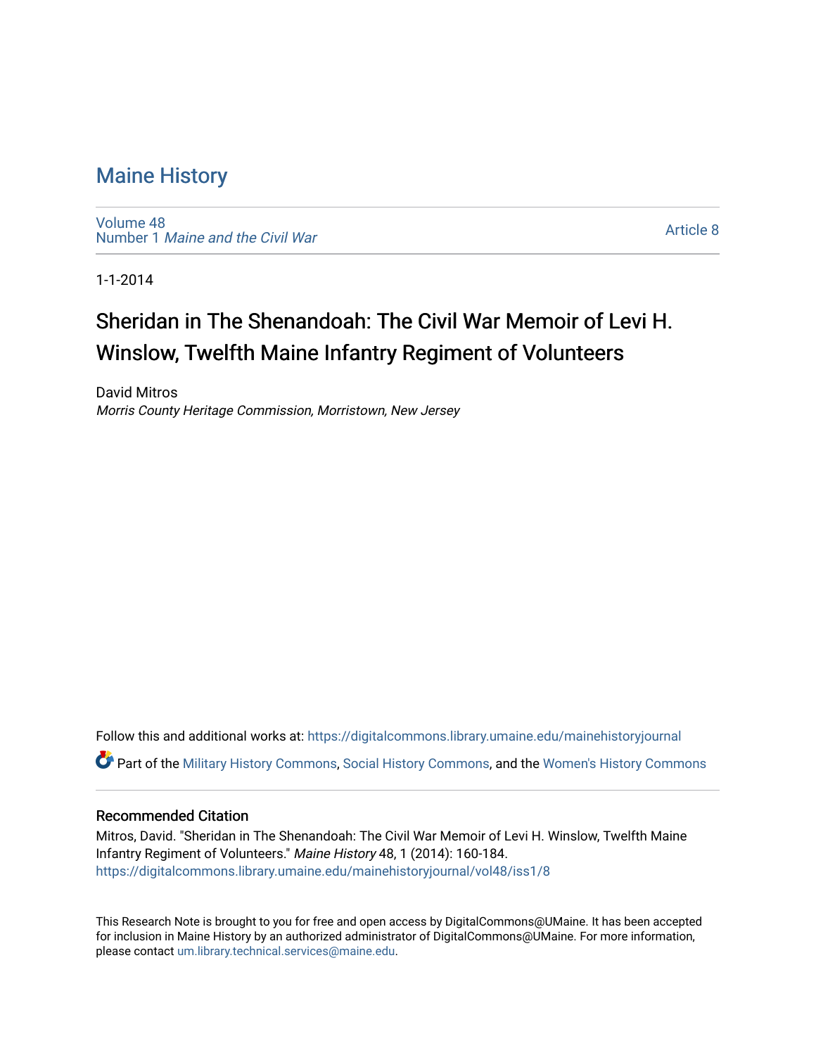# Maine History

Volume 48
Number 1 *Maine and the Civil War*

Article 8

1-1-2014

## Sheridan in The Shenandoah: The Civil War Memoir of Levi H. Winslow, Twelfth Maine Infantry Regiment of Volunteers

David Mitros
*Morris County Heritage Commission, Morristown, New Jersey*

Follow this and additional works at: https://digitalcommons.library.umaine.edu/mainehistoryjournal

Part of the Military History Commons, Social History Commons, and the Women's History Commons

### Recommended Citation

Mitros, David. "Sheridan in The Shenandoah: The Civil War Memoir of Levi H. Winslow, Twelfth Maine Infantry Regiment of Volunteers." *Maine History* 48, 1 (2014): 160-184.
https://digitalcommons.library.umaine.edu/mainehistoryjournal/vol48/iss1/8

This Research Note is brought to you for free and open access by DigitalCommons@UMaine. It has been accepted for inclusion in Maine History by an authorized administrator of DigitalCommons@UMaine. For more information, please contact um.library.technical.services@maine.edu.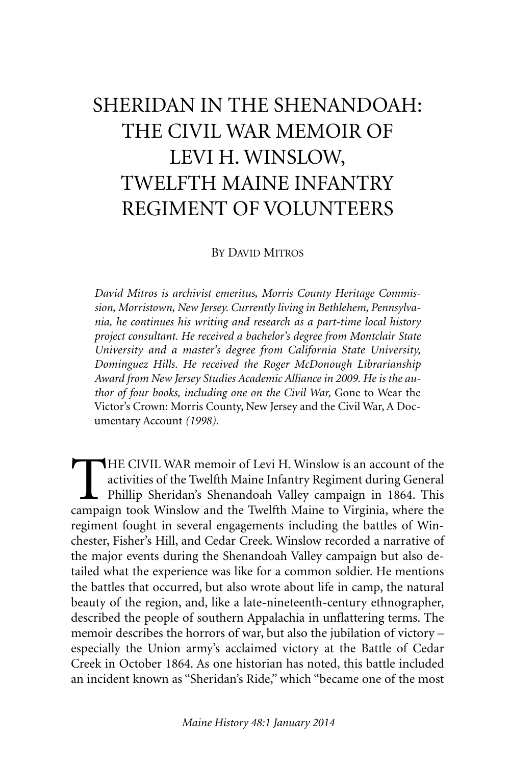# SHERIDAN IN THE SHENANDOAH: THE CIVIL WAR MEMOIR OF LEVI H. WINSLOW, TWELFTH MAINE INFANTRY REGIMENT OF VOLUNTEERS

By David Mitros

*David Mitros is archivist emeritus, Morris County Heritage Commission, Morristown, New Jersey. Currently living in Bethlehem, Pennsylvania, he continues his writing and research as a part-time local history project consultant. He received a bachelor's degree from Montclair State University and a master's degree from California State University, Dominguez Hills. He received the Roger McDonough Librarianship Award from New Jersey Studies Academic Alliance in 2009. He is the author of four books, including one on the Civil War,* Gone to Wear the Victor's Crown: Morris County, New Jersey and the Civil War, A Documentary Account *(1998).*

THE CIVIL WAR memoir of Levi H. Winslow is an account of the activities of the Twelfth Maine Infantry Regiment during General Phillip Sheridan's Shenandoah Valley campaign in 1864. This campaign took Winslow and the Twelfth Maine to Virginia, where the regiment fought in several engagements including the battles of Winchester, Fisher's Hill, and Cedar Creek. Winslow recorded a narrative of the major events during the Shenandoah Valley campaign but also detailed what the experience was like for a common soldier. He mentions the battles that occurred, but also wrote about life in camp, the natural beauty of the region, and, like a late-nineteenth-century ethnographer, described the people of southern Appalachia in unflattering terms. The memoir describes the horrors of war, but also the jubilation of victory – especially the Union army's acclaimed victory at the Battle of Cedar Creek in October 1864. As one historian has noted, this battle included an incident known as "Sheridan's Ride," which "became one of the most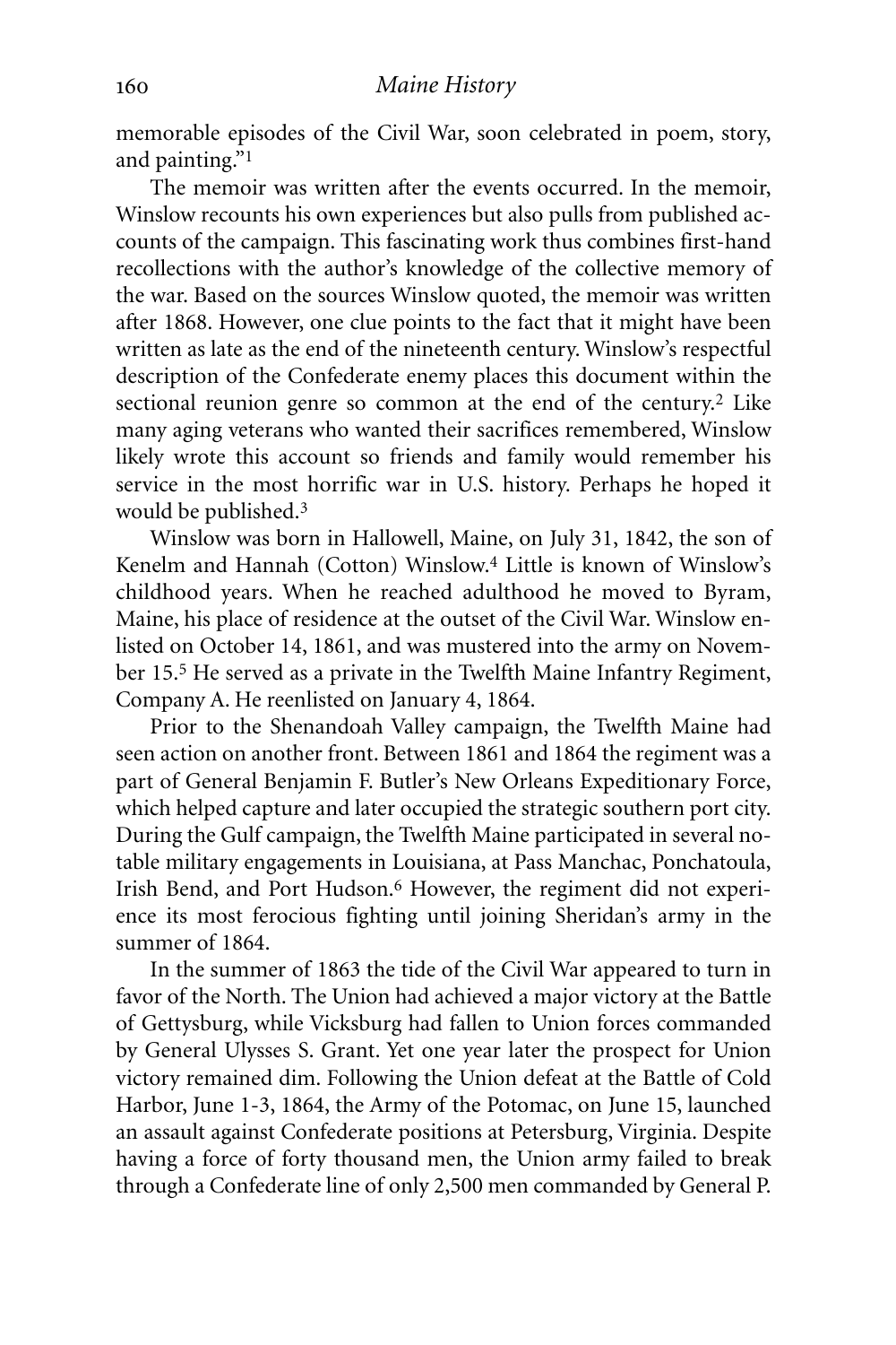memorable episodes of the Civil War, soon celebrated in poem, story, and painting."[1]

The memoir was written after the events occurred. In the memoir, Winslow recounts his own experiences but also pulls from published accounts of the campaign. This fascinating work thus combines first-hand recollections with the author's knowledge of the collective memory of the war. Based on the sources Winslow quoted, the memoir was written after 1868. However, one clue points to the fact that it might have been written as late as the end of the nineteenth century. Winslow's respectful description of the Confederate enemy places this document within the sectional reunion genre so common at the end of the century.[2] Like many aging veterans who wanted their sacrifices remembered, Winslow likely wrote this account so friends and family would remember his service in the most horrific war in U.S. history. Perhaps he hoped it would be published.[3]

Winslow was born in Hallowell, Maine, on July 31, 1842, the son of Kenelm and Hannah (Cotton) Winslow.[4] Little is known of Winslow's childhood years. When he reached adulthood he moved to Byram, Maine, his place of residence at the outset of the Civil War. Winslow enlisted on October 14, 1861, and was mustered into the army on November 15.[5] He served as a private in the Twelfth Maine Infantry Regiment, Company A. He reenlisted on January 4, 1864.

Prior to the Shenandoah Valley campaign, the Twelfth Maine had seen action on another front. Between 1861 and 1864 the regiment was a part of General Benjamin F. Butler's New Orleans Expeditionary Force, which helped capture and later occupied the strategic southern port city. During the Gulf campaign, the Twelfth Maine participated in several notable military engagements in Louisiana, at Pass Manchac, Ponchatoula, Irish Bend, and Port Hudson.[6] However, the regiment did not experience its most ferocious fighting until joining Sheridan's army in the summer of 1864.

In the summer of 1863 the tide of the Civil War appeared to turn in favor of the North. The Union had achieved a major victory at the Battle of Gettysburg, while Vicksburg had fallen to Union forces commanded by General Ulysses S. Grant. Yet one year later the prospect for Union victory remained dim. Following the Union defeat at the Battle of Cold Harbor, June 1-3, 1864, the Army of the Potomac, on June 15, launched an assault against Confederate positions at Petersburg, Virginia. Despite having a force of forty thousand men, the Union army failed to break through a Confederate line of only 2,500 men commanded by General P.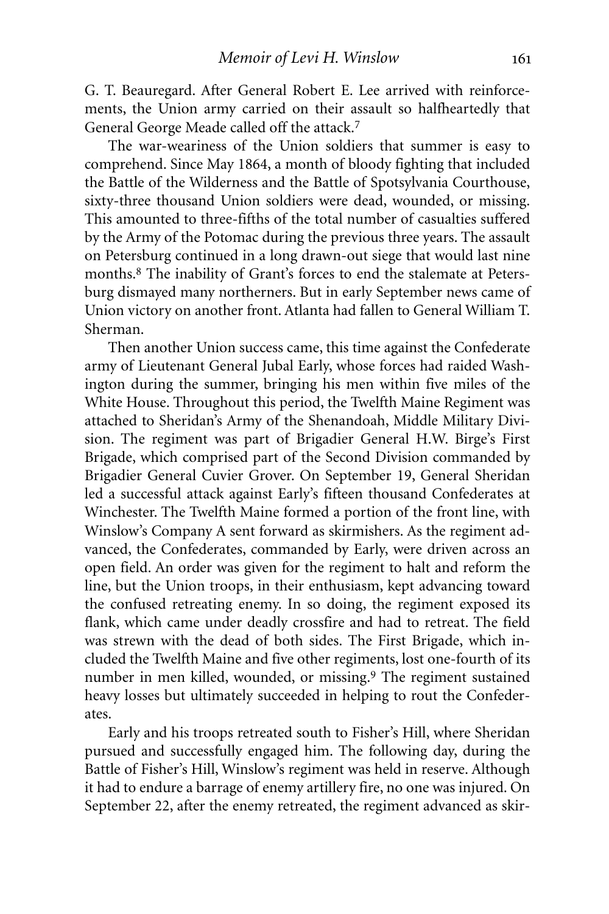G. T. Beauregard. After General Robert E. Lee arrived with reinforcements, the Union army carried on their assault so halfheartedly that General George Meade called off the attack.[7]

The war-weariness of the Union soldiers that summer is easy to comprehend. Since May 1864, a month of bloody fighting that included the Battle of the Wilderness and the Battle of Spotsylvania Courthouse, sixty-three thousand Union soldiers were dead, wounded, or missing. This amounted to three-fifths of the total number of casualties suffered by the Army of the Potomac during the previous three years. The assault on Petersburg continued in a long drawn-out siege that would last nine months.[8] The inability of Grant's forces to end the stalemate at Petersburg dismayed many northerners. But in early September news came of Union victory on another front. Atlanta had fallen to General William T. Sherman.

Then another Union success came, this time against the Confederate army of Lieutenant General Jubal Early, whose forces had raided Washington during the summer, bringing his men within five miles of the White House. Throughout this period, the Twelfth Maine Regiment was attached to Sheridan's Army of the Shenandoah, Middle Military Division. The regiment was part of Brigadier General H.W. Birge's First Brigade, which comprised part of the Second Division commanded by Brigadier General Cuvier Grover. On September 19, General Sheridan led a successful attack against Early's fifteen thousand Confederates at Winchester. The Twelfth Maine formed a portion of the front line, with Winslow's Company A sent forward as skirmishers. As the regiment advanced, the Confederates, commanded by Early, were driven across an open field. An order was given for the regiment to halt and reform the line, but the Union troops, in their enthusiasm, kept advancing toward the confused retreating enemy. In so doing, the regiment exposed its flank, which came under deadly crossfire and had to retreat. The field was strewn with the dead of both sides. The First Brigade, which included the Twelfth Maine and five other regiments, lost one-fourth of its number in men killed, wounded, or missing.[9] The regiment sustained heavy losses but ultimately succeeded in helping to rout the Confederates.

Early and his troops retreated south to Fisher's Hill, where Sheridan pursued and successfully engaged him. The following day, during the Battle of Fisher's Hill, Winslow's regiment was held in reserve. Although it had to endure a barrage of enemy artillery fire, no one was injured. On September 22, after the enemy retreated, the regiment advanced as skir-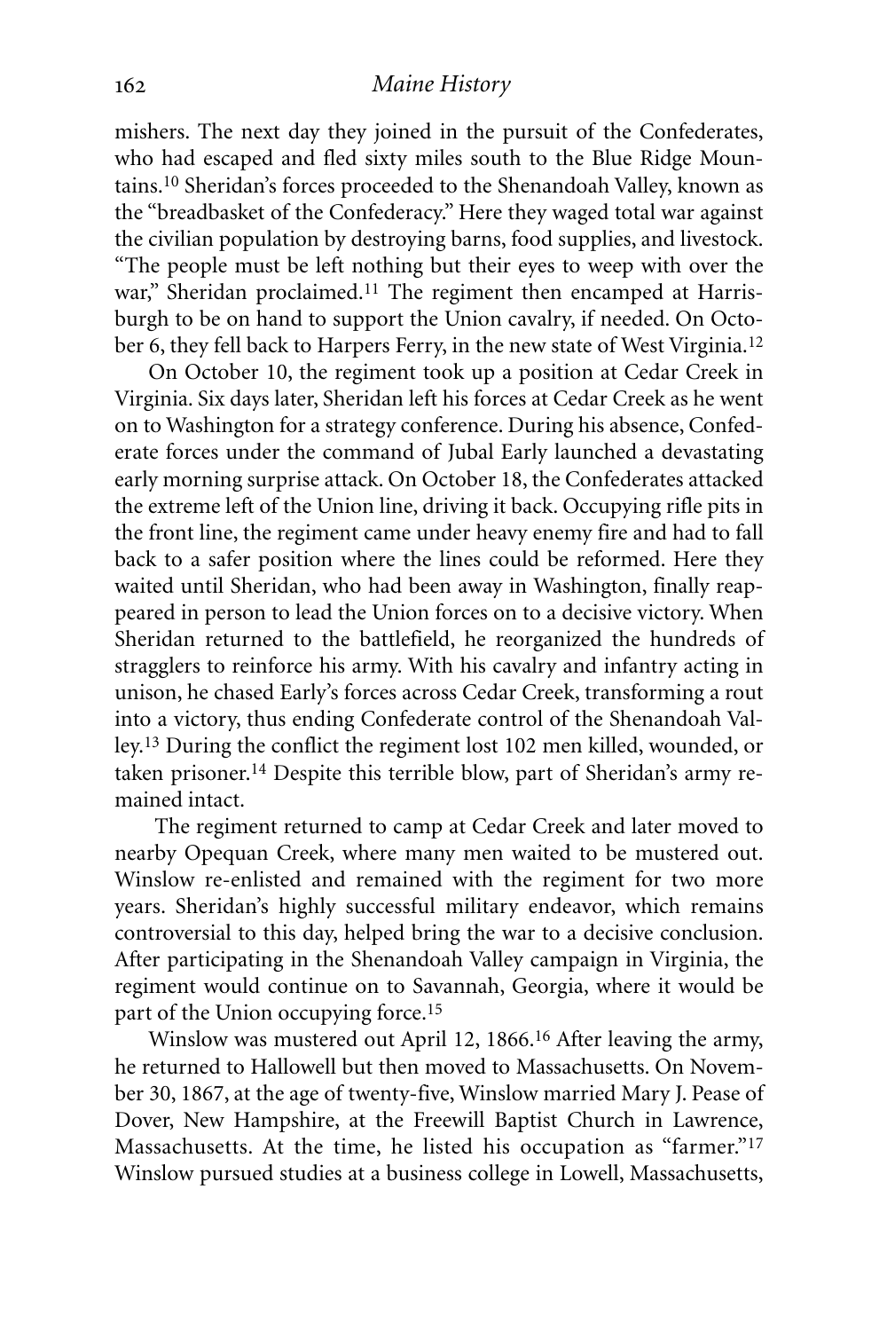mishers. The next day they joined in the pursuit of the Confederates, who had escaped and fled sixty miles south to the Blue Ridge Mountains.[10] Sheridan's forces proceeded to the Shenandoah Valley, known as the "breadbasket of the Confederacy." Here they waged total war against the civilian population by destroying barns, food supplies, and livestock. "The people must be left nothing but their eyes to weep with over the war," Sheridan proclaimed.[11] The regiment then encamped at Harrisburgh to be on hand to support the Union cavalry, if needed. On October 6, they fell back to Harpers Ferry, in the new state of West Virginia.[12]

On October 10, the regiment took up a position at Cedar Creek in Virginia. Six days later, Sheridan left his forces at Cedar Creek as he went on to Washington for a strategy conference. During his absence, Confederate forces under the command of Jubal Early launched a devastating early morning surprise attack. On October 18, the Confederates attacked the extreme left of the Union line, driving it back. Occupying rifle pits in the front line, the regiment came under heavy enemy fire and had to fall back to a safer position where the lines could be reformed. Here they waited until Sheridan, who had been away in Washington, finally reappeared in person to lead the Union forces on to a decisive victory. When Sheridan returned to the battlefield, he reorganized the hundreds of stragglers to reinforce his army. With his cavalry and infantry acting in unison, he chased Early's forces across Cedar Creek, transforming a rout into a victory, thus ending Confederate control of the Shenandoah Valley.[13] During the conflict the regiment lost 102 men killed, wounded, or taken prisoner.[14] Despite this terrible blow, part of Sheridan's army remained intact.

The regiment returned to camp at Cedar Creek and later moved to nearby Opequan Creek, where many men waited to be mustered out. Winslow re-enlisted and remained with the regiment for two more years. Sheridan's highly successful military endeavor, which remains controversial to this day, helped bring the war to a decisive conclusion. After participating in the Shenandoah Valley campaign in Virginia, the regiment would continue on to Savannah, Georgia, where it would be part of the Union occupying force.[15]

Winslow was mustered out April 12, 1866.[16] After leaving the army, he returned to Hallowell but then moved to Massachusetts. On November 30, 1867, at the age of twenty-five, Winslow married Mary J. Pease of Dover, New Hampshire, at the Freewill Baptist Church in Lawrence, Massachusetts. At the time, he listed his occupation as "farmer."[17] Winslow pursued studies at a business college in Lowell, Massachusetts,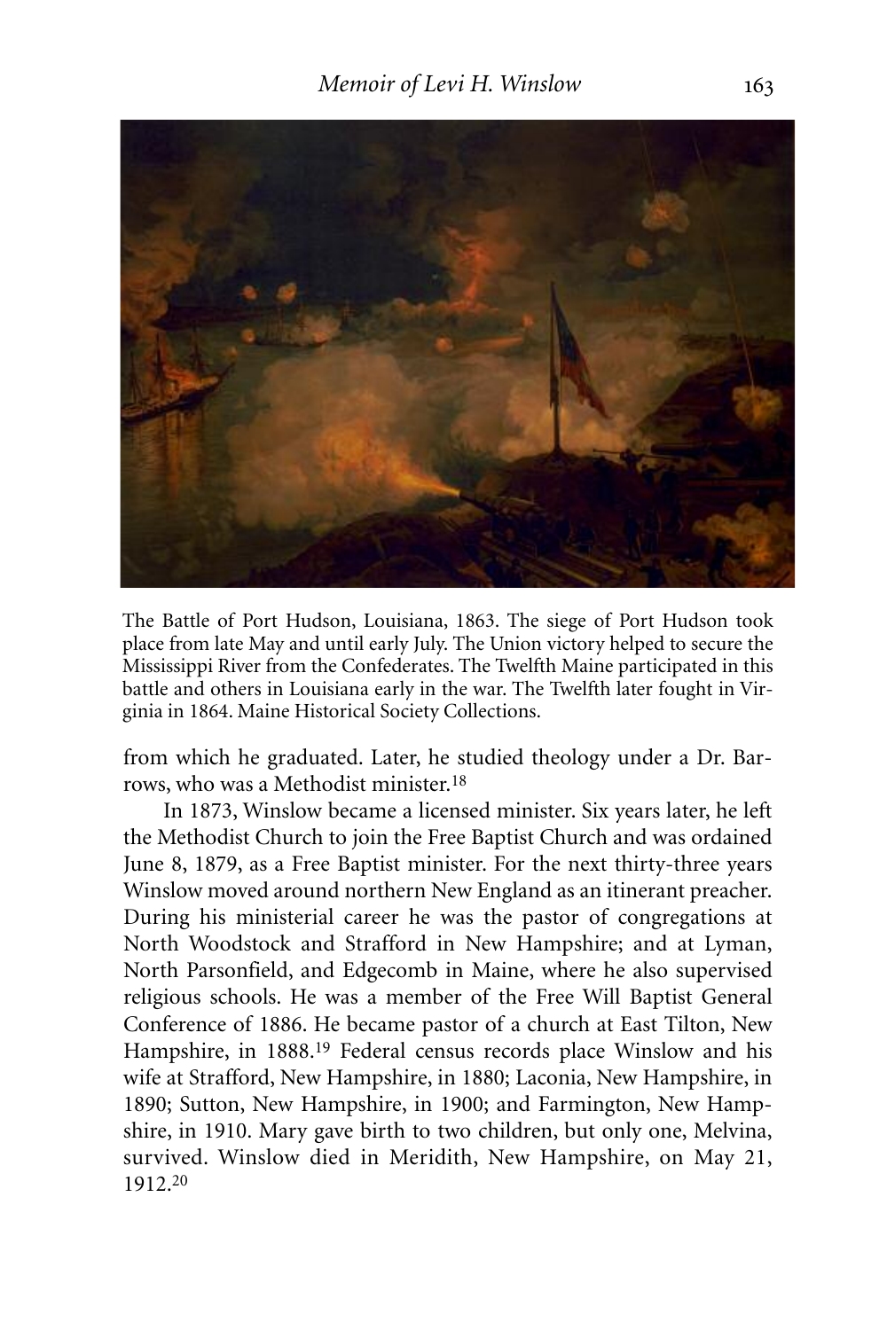The Battle of Port Hudson, Louisiana, 1863. The siege of Port Hudson took place from late May and until early July. The Union victory helped to secure the Mississippi River from the Confederates. The Twelfth Maine participated in this battle and others in Louisiana early in the war. The Twelfth later fought in Virginia in 1864. Maine Historical Society Collections.

from which he graduated. Later, he studied theology under a Dr. Barrows, who was a Methodist minister.[18]

In 1873, Winslow became a licensed minister. Six years later, he left the Methodist Church to join the Free Baptist Church and was ordained June 8, 1879, as a Free Baptist minister. For the next thirty-three years Winslow moved around northern New England as an itinerant preacher. During his ministerial career he was the pastor of congregations at North Woodstock and Strafford in New Hampshire; and at Lyman, North Parsonfield, and Edgecomb in Maine, where he also supervised religious schools. He was a member of the Free Will Baptist General Conference of 1886. He became pastor of a church at East Tilton, New Hampshire, in 1888.[19] Federal census records place Winslow and his wife at Strafford, New Hampshire, in 1880; Laconia, New Hampshire, in 1890; Sutton, New Hampshire, in 1900; and Farmington, New Hampshire, in 1910. Mary gave birth to two children, but only one, Melvina, survived. Winslow died in Meridith, New Hampshire, on May 21, 1912.[20]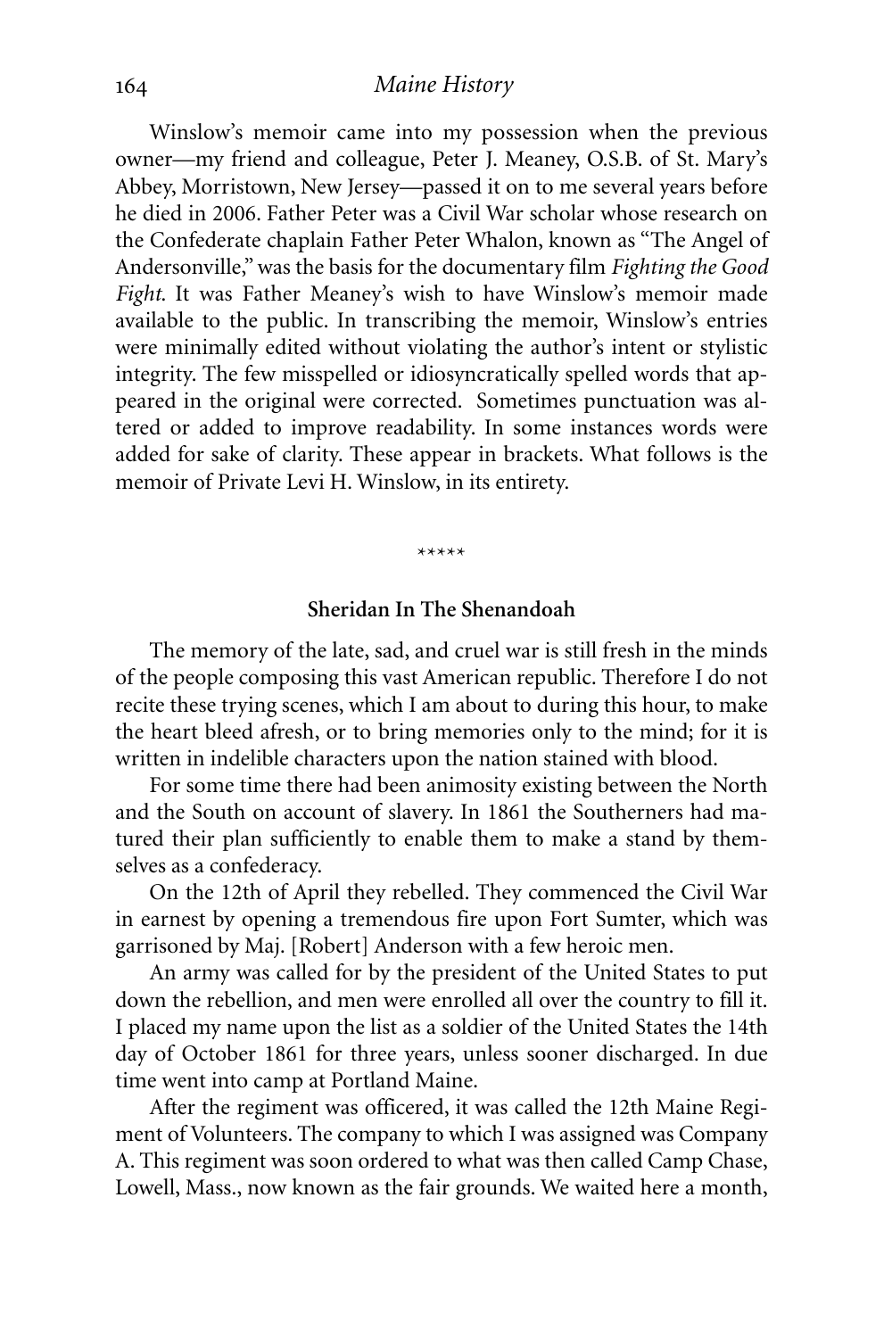Winslow's memoir came into my possession when the previous owner—my friend and colleague, Peter J. Meaney, O.S.B. of St. Mary's Abbey, Morristown, New Jersey—passed it on to me several years before he died in 2006. Father Peter was a Civil War scholar whose research on the Confederate chaplain Father Peter Whalon, known as "The Angel of Andersonville," was the basis for the documentary film *Fighting the Good Fight*. It was Father Meaney's wish to have Winslow's memoir made available to the public. In transcribing the memoir, Winslow's entries were minimally edited without violating the author's intent or stylistic integrity. The few misspelled or idiosyncratically spelled words that appeared in the original were corrected. Sometimes punctuation was altered or added to improve readability. In some instances words were added for sake of clarity. These appear in brackets. What follows is the memoir of Private Levi H. Winslow, in its entirety.

\*\*\*\*\*

**Sheridan In The Shenandoah**

The memory of the late, sad, and cruel war is still fresh in the minds of the people composing this vast American republic. Therefore I do not recite these trying scenes, which I am about to during this hour, to make the heart bleed afresh, or to bring memories only to the mind; for it is written in indelible characters upon the nation stained with blood.

For some time there had been animosity existing between the North and the South on account of slavery. In 1861 the Southerners had matured their plan sufficiently to enable them to make a stand by themselves as a confederacy.

On the 12th of April they rebelled. They commenced the Civil War in earnest by opening a tremendous fire upon Fort Sumter, which was garrisoned by Maj. [Robert] Anderson with a few heroic men.

An army was called for by the president of the United States to put down the rebellion, and men were enrolled all over the country to fill it. I placed my name upon the list as a soldier of the United States the 14th day of October 1861 for three years, unless sooner discharged. In due time went into camp at Portland Maine.

After the regiment was officered, it was called the 12th Maine Regiment of Volunteers. The company to which I was assigned was Company A. This regiment was soon ordered to what was then called Camp Chase, Lowell, Mass., now known as the fair grounds. We waited here a month,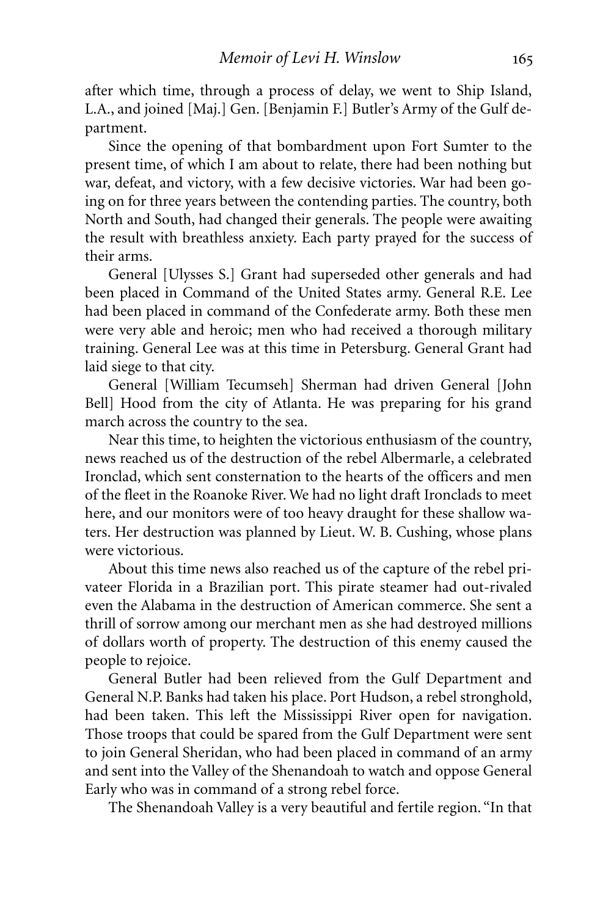after which time, through a process of delay, we went to Ship Island, L.A., and joined [Maj.] Gen. [Benjamin F.] Butler's Army of the Gulf department.

Since the opening of that bombardment upon Fort Sumter to the present time, of which I am about to relate, there had been nothing but war, defeat, and victory, with a few decisive victories. War had been going on for three years between the contending parties. The country, both North and South, had changed their generals. The people were awaiting the result with breathless anxiety. Each party prayed for the success of their arms.

General [Ulysses S.] Grant had superseded other generals and had been placed in Command of the United States army. General R.E. Lee had been placed in command of the Confederate army. Both these men were very able and heroic; men who had received a thorough military training. General Lee was at this time in Petersburg. General Grant had laid siege to that city.

General [William Tecumseh] Sherman had driven General [John Bell] Hood from the city of Atlanta. He was preparing for his grand march across the country to the sea.

Near this time, to heighten the victorious enthusiasm of the country, news reached us of the destruction of the rebel Albermarle, a celebrated Ironclad, which sent consternation to the hearts of the officers and men of the fleet in the Roanoke River. We had no light draft Ironclads to meet here, and our monitors were of too heavy draught for these shallow waters. Her destruction was planned by Lieut. W. B. Cushing, whose plans were victorious.

About this time news also reached us of the capture of the rebel privateer Florida in a Brazilian port. This pirate steamer had out-rivaled even the Alabama in the destruction of American commerce. She sent a thrill of sorrow among our merchant men as she had destroyed millions of dollars worth of property. The destruction of this enemy caused the people to rejoice.

General Butler had been relieved from the Gulf Department and General N.P. Banks had taken his place. Port Hudson, a rebel stronghold, had been taken. This left the Mississippi River open for navigation. Those troops that could be spared from the Gulf Department were sent to join General Sheridan, who had been placed in command of an army and sent into the Valley of the Shenandoah to watch and oppose General Early who was in command of a strong rebel force.

The Shenandoah Valley is a very beautiful and fertile region. "In that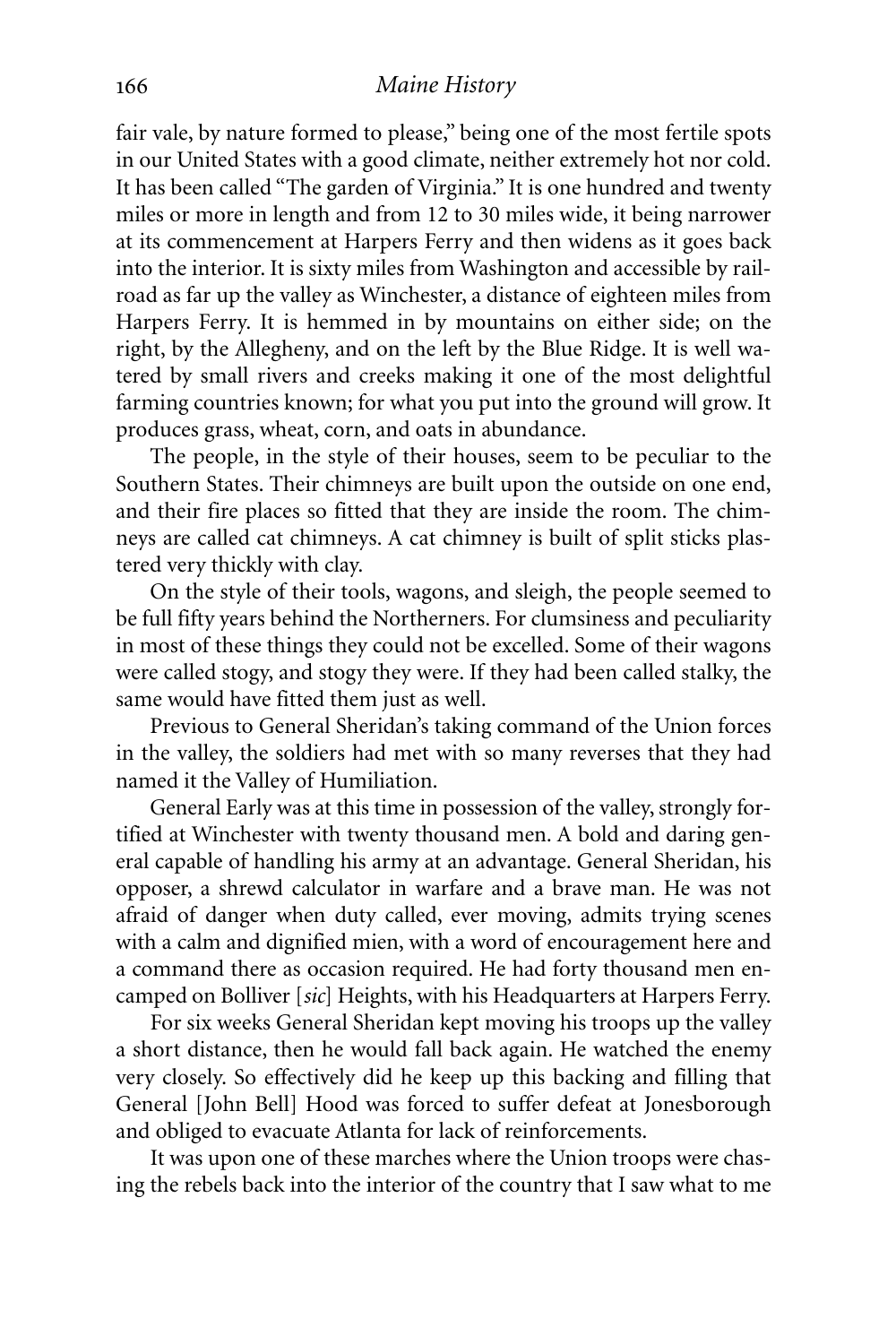fair vale, by nature formed to please," being one of the most fertile spots in our United States with a good climate, neither extremely hot nor cold. It has been called "The garden of Virginia." It is one hundred and twenty miles or more in length and from 12 to 30 miles wide, it being narrower at its commencement at Harpers Ferry and then widens as it goes back into the interior. It is sixty miles from Washington and accessible by railroad as far up the valley as Winchester, a distance of eighteen miles from Harpers Ferry. It is hemmed in by mountains on either side; on the right, by the Allegheny, and on the left by the Blue Ridge. It is well watered by small rivers and creeks making it one of the most delightful farming countries known; for what you put into the ground will grow. It produces grass, wheat, corn, and oats in abundance.

The people, in the style of their houses, seem to be peculiar to the Southern States. Their chimneys are built upon the outside on one end, and their fire places so fitted that they are inside the room. The chimneys are called cat chimneys. A cat chimney is built of split sticks plastered very thickly with clay.

On the style of their tools, wagons, and sleigh, the people seemed to be full fifty years behind the Northerners. For clumsiness and peculiarity in most of these things they could not be excelled. Some of their wagons were called stogy, and stogy they were. If they had been called stalky, the same would have fitted them just as well.

Previous to General Sheridan's taking command of the Union forces in the valley, the soldiers had met with so many reverses that they had named it the Valley of Humiliation.

General Early was at this time in possession of the valley, strongly fortified at Winchester with twenty thousand men. A bold and daring general capable of handling his army at an advantage. General Sheridan, his opposer, a shrewd calculator in warfare and a brave man. He was not afraid of danger when duty called, ever moving, admits trying scenes with a calm and dignified mien, with a word of encouragement here and a command there as occasion required. He had forty thousand men encamped on Bolliver [*sic*] Heights, with his Headquarters at Harpers Ferry.

For six weeks General Sheridan kept moving his troops up the valley a short distance, then he would fall back again. He watched the enemy very closely. So effectively did he keep up this backing and filling that General [John Bell] Hood was forced to suffer defeat at Jonesborough and obliged to evacuate Atlanta for lack of reinforcements.

It was upon one of these marches where the Union troops were chasing the rebels back into the interior of the country that I saw what to me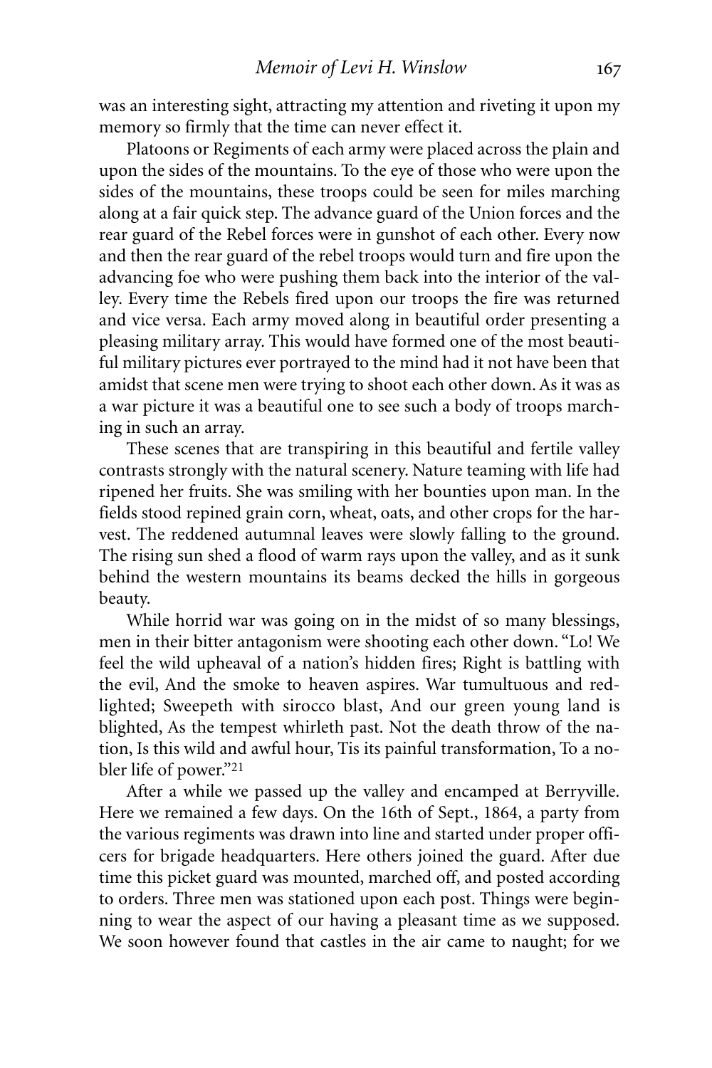was an interesting sight, attracting my attention and riveting it upon my memory so firmly that the time can never effect it.

Platoons or Regiments of each army were placed across the plain and upon the sides of the mountains. To the eye of those who were upon the sides of the mountains, these troops could be seen for miles marching along at a fair quick step. The advance guard of the Union forces and the rear guard of the Rebel forces were in gunshot of each other. Every now and then the rear guard of the rebel troops would turn and fire upon the advancing foe who were pushing them back into the interior of the valley. Every time the Rebels fired upon our troops the fire was returned and vice versa. Each army moved along in beautiful order presenting a pleasing military array. This would have formed one of the most beautiful military pictures ever portrayed to the mind had it not have been that amidst that scene men were trying to shoot each other down. As it was as a war picture it was a beautiful one to see such a body of troops marching in such an array.

These scenes that are transpiring in this beautiful and fertile valley contrasts strongly with the natural scenery. Nature teaming with life had ripened her fruits. She was smiling with her bounties upon man. In the fields stood repined grain corn, wheat, oats, and other crops for the harvest. The reddened autumnal leaves were slowly falling to the ground. The rising sun shed a flood of warm rays upon the valley, and as it sunk behind the western mountains its beams decked the hills in gorgeous beauty.

While horrid war was going on in the midst of so many blessings, men in their bitter antagonism were shooting each other down. "Lo! We feel the wild upheaval of a nation's hidden fires; Right is battling with the evil, And the smoke to heaven aspires. War tumultuous and red-lighted; Sweepeth with sirocco blast, And our green young land is blighted, As the tempest whirleth past. Not the death throw of the nation, Is this wild and awful hour, Tis its painful transformation, To a nobler life of power."[21]

After a while we passed up the valley and encamped at Berryville. Here we remained a few days. On the 16th of Sept., 1864, a party from the various regiments was drawn into line and started under proper officers for brigade headquarters. Here others joined the guard. After due time this picket guard was mounted, marched off, and posted according to orders. Three men was stationed upon each post. Things were beginning to wear the aspect of our having a pleasant time as we supposed. We soon however found that castles in the air came to naught; for we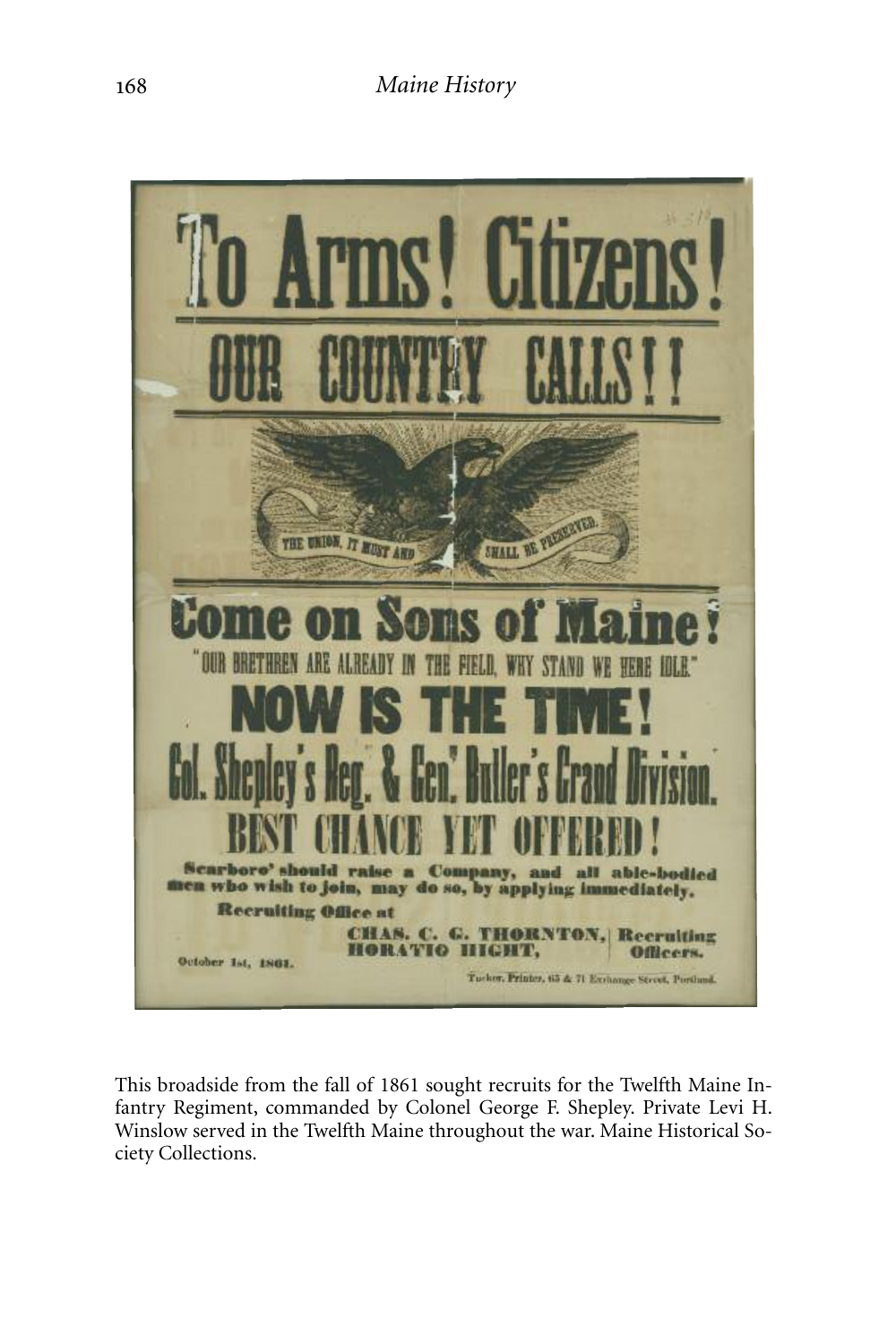To Arms! Citizens!

OUR COUNTRY CALLS!!

THE UNION, IT MUST AND SHALL BE PRESERVED.

Come on Sons of Maine!

"OUR BRETHREN ARE ALREADY IN THE FIELD, WHY STAND WE HERE IDLE."

NOW IS THE TIME!

Col. Shepley's Reg. & Gen. Butler's Grand Division.

BEST CHANCE YET OFFERED!

**Scarboro' should raise a Company, and all able-bodied men who wish to join, may do so, by applying immediately.**

**Recruiting Office at**

**CHAS. C. G. THORNTON, HORATIO HIGHT,** | **Recruiting Officers.**

October 1st, 1861.

Tucker, Printer, 65 & 71 Exchange Street, Portland.

This broadside from the fall of 1861 sought recruits for the Twelfth Maine Infantry Regiment, commanded by Colonel George F. Shepley. Private Levi H. Winslow served in the Twelfth Maine throughout the war. Maine Historical Society Collections.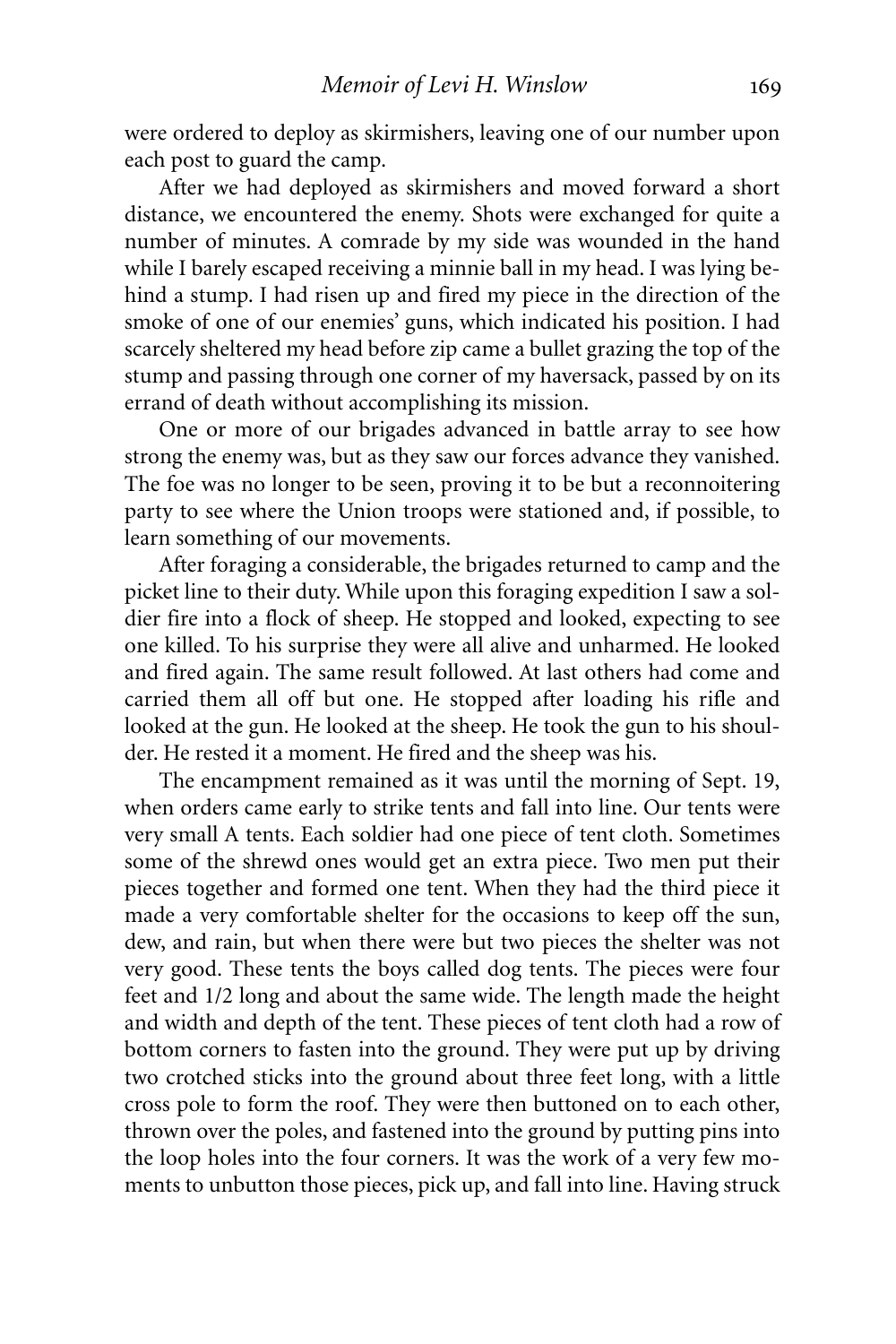were ordered to deploy as skirmishers, leaving one of our number upon each post to guard the camp.

After we had deployed as skirmishers and moved forward a short distance, we encountered the enemy. Shots were exchanged for quite a number of minutes. A comrade by my side was wounded in the hand while I barely escaped receiving a minnie ball in my head. I was lying behind a stump. I had risen up and fired my piece in the direction of the smoke of one of our enemies' guns, which indicated his position. I had scarcely sheltered my head before zip came a bullet grazing the top of the stump and passing through one corner of my haversack, passed by on its errand of death without accomplishing its mission.

One or more of our brigades advanced in battle array to see how strong the enemy was, but as they saw our forces advance they vanished. The foe was no longer to be seen, proving it to be but a reconnoitering party to see where the Union troops were stationed and, if possible, to learn something of our movements.

After foraging a considerable, the brigades returned to camp and the picket line to their duty. While upon this foraging expedition I saw a soldier fire into a flock of sheep. He stopped and looked, expecting to see one killed. To his surprise they were all alive and unharmed. He looked and fired again. The same result followed. At last others had come and carried them all off but one. He stopped after loading his rifle and looked at the gun. He looked at the sheep. He took the gun to his shoulder. He rested it a moment. He fired and the sheep was his.

The encampment remained as it was until the morning of Sept. 19, when orders came early to strike tents and fall into line. Our tents were very small A tents. Each soldier had one piece of tent cloth. Sometimes some of the shrewd ones would get an extra piece. Two men put their pieces together and formed one tent. When they had the third piece it made a very comfortable shelter for the occasions to keep off the sun, dew, and rain, but when there were but two pieces the shelter was not very good. These tents the boys called dog tents. The pieces were four feet and 1/2 long and about the same wide. The length made the height and width and depth of the tent. These pieces of tent cloth had a row of bottom corners to fasten into the ground. They were put up by driving two crotched sticks into the ground about three feet long, with a little cross pole to form the roof. They were then buttoned on to each other, thrown over the poles, and fastened into the ground by putting pins into the loop holes into the four corners. It was the work of a very few moments to unbutton those pieces, pick up, and fall into line. Having struck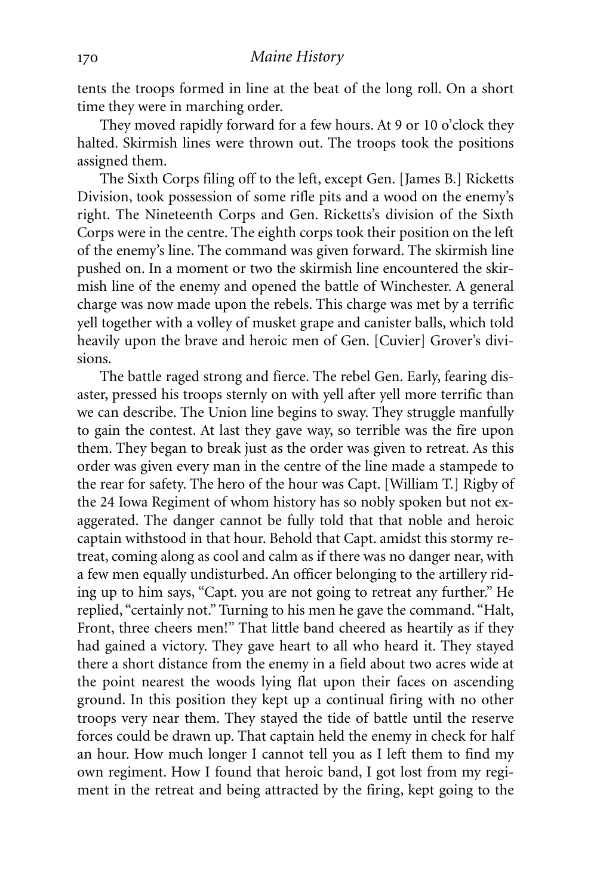tents the troops formed in line at the beat of the long roll. On a short time they were in marching order.

They moved rapidly forward for a few hours. At 9 or 10 o'clock they halted. Skirmish lines were thrown out. The troops took the positions assigned them.

The Sixth Corps filing off to the left, except Gen. [James B.] Ricketts Division, took possession of some rifle pits and a wood on the enemy's right. The Nineteenth Corps and Gen. Ricketts's division of the Sixth Corps were in the centre. The eighth corps took their position on the left of the enemy's line. The command was given forward. The skirmish line pushed on. In a moment or two the skirmish line encountered the skirmish line of the enemy and opened the battle of Winchester. A general charge was now made upon the rebels. This charge was met by a terrific yell together with a volley of musket grape and canister balls, which told heavily upon the brave and heroic men of Gen. [Cuvier] Grover's divisions.

The battle raged strong and fierce. The rebel Gen. Early, fearing disaster, pressed his troops sternly on with yell after yell more terrific than we can describe. The Union line begins to sway. They struggle manfully to gain the contest. At last they gave way, so terrible was the fire upon them. They began to break just as the order was given to retreat. As this order was given every man in the centre of the line made a stampede to the rear for safety. The hero of the hour was Capt. [William T.] Rigby of the 24 Iowa Regiment of whom history has so nobly spoken but not exaggerated. The danger cannot be fully told that that noble and heroic captain withstood in that hour. Behold that Capt. amidst this stormy retreat, coming along as cool and calm as if there was no danger near, with a few men equally undisturbed. An officer belonging to the artillery riding up to him says, "Capt. you are not going to retreat any further." He replied, "certainly not." Turning to his men he gave the command. "Halt, Front, three cheers men!" That little band cheered as heartily as if they had gained a victory. They gave heart to all who heard it. They stayed there a short distance from the enemy in a field about two acres wide at the point nearest the woods lying flat upon their faces on ascending ground. In this position they kept up a continual firing with no other troops very near them. They stayed the tide of battle until the reserve forces could be drawn up. That captain held the enemy in check for half an hour. How much longer I cannot tell you as I left them to find my own regiment. How I found that heroic band, I got lost from my regiment in the retreat and being attracted by the firing, kept going to the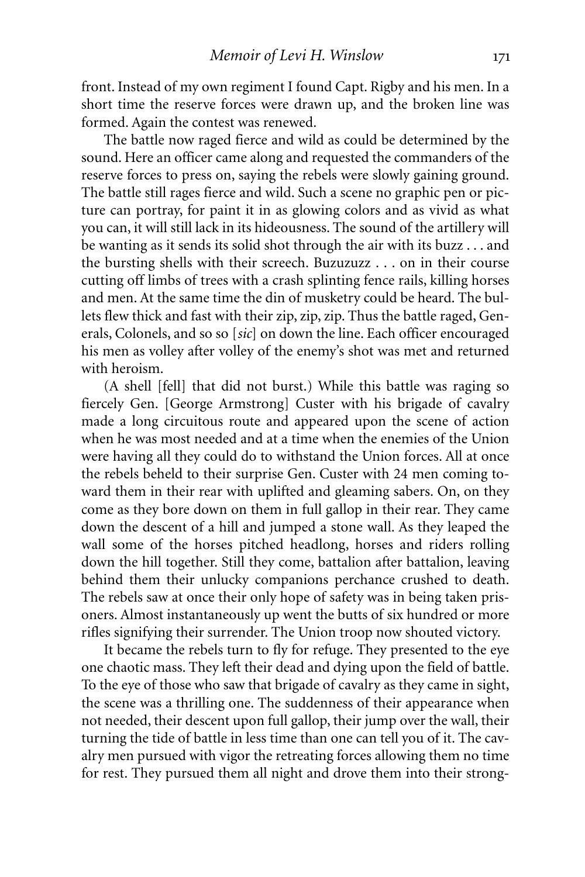front. Instead of my own regiment I found Capt. Rigby and his men. In a short time the reserve forces were drawn up, and the broken line was formed. Again the contest was renewed.

The battle now raged fierce and wild as could be determined by the sound. Here an officer came along and requested the commanders of the reserve forces to press on, saying the rebels were slowly gaining ground. The battle still rages fierce and wild. Such a scene no graphic pen or picture can portray, for paint it in as glowing colors and as vivid as what you can, it will still lack in its hideousness. The sound of the artillery will be wanting as it sends its solid shot through the air with its buzz . . . and the bursting shells with their screech. Buzuzuzz . . . on in their course cutting off limbs of trees with a crash splinting fence rails, killing horses and men. At the same time the din of musketry could be heard. The bullets flew thick and fast with their zip, zip, zip. Thus the battle raged, Generals, Colonels, and so so [*sic*] on down the line. Each officer encouraged his men as volley after volley of the enemy's shot was met and returned with heroism.

(A shell [fell] that did not burst.) While this battle was raging so fiercely Gen. [George Armstrong] Custer with his brigade of cavalry made a long circuitous route and appeared upon the scene of action when he was most needed and at a time when the enemies of the Union were having all they could do to withstand the Union forces. All at once the rebels beheld to their surprise Gen. Custer with 24 men coming toward them in their rear with uplifted and gleaming sabers. On, on they come as they bore down on them in full gallop in their rear. They came down the descent of a hill and jumped a stone wall. As they leaped the wall some of the horses pitched headlong, horses and riders rolling down the hill together. Still they come, battalion after battalion, leaving behind them their unlucky companions perchance crushed to death. The rebels saw at once their only hope of safety was in being taken prisoners. Almost instantaneously up went the butts of six hundred or more rifles signifying their surrender. The Union troop now shouted victory.

It became the rebels turn to fly for refuge. They presented to the eye one chaotic mass. They left their dead and dying upon the field of battle. To the eye of those who saw that brigade of cavalry as they came in sight, the scene was a thrilling one. The suddenness of their appearance when not needed, their descent upon full gallop, their jump over the wall, their turning the tide of battle in less time than one can tell you of it. The cavalry men pursued with vigor the retreating forces allowing them no time for rest. They pursued them all night and drove them into their strong-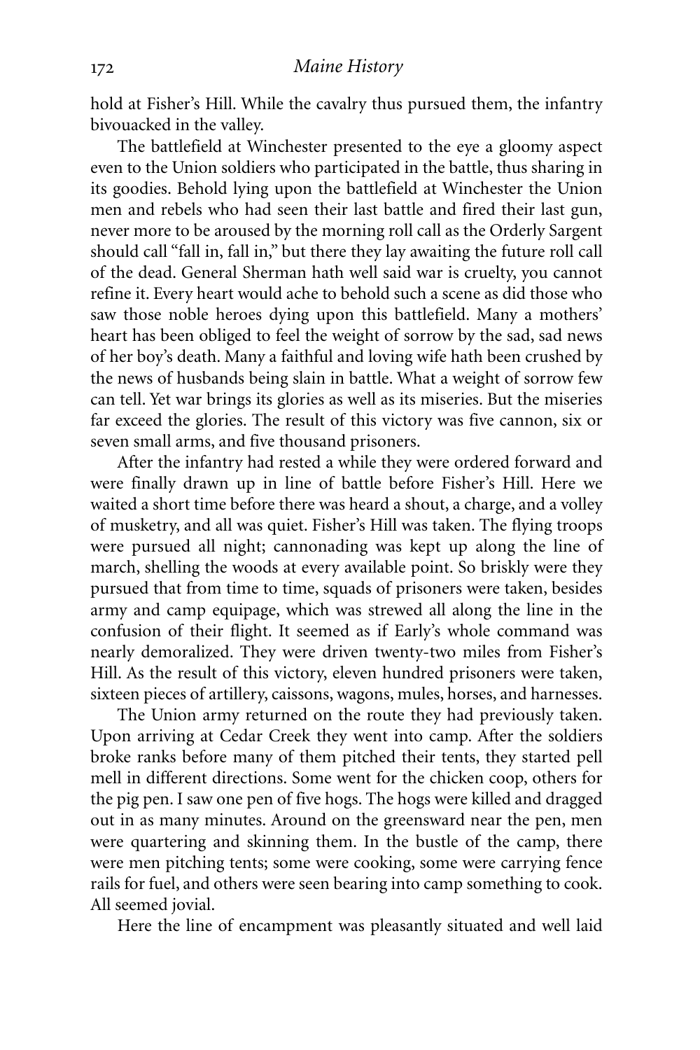hold at Fisher's Hill. While the cavalry thus pursued them, the infantry bivouacked in the valley.

The battlefield at Winchester presented to the eye a gloomy aspect even to the Union soldiers who participated in the battle, thus sharing in its goodies. Behold lying upon the battlefield at Winchester the Union men and rebels who had seen their last battle and fired their last gun, never more to be aroused by the morning roll call as the Orderly Sargent should call "fall in, fall in," but there they lay awaiting the future roll call of the dead. General Sherman hath well said war is cruelty, you cannot refine it. Every heart would ache to behold such a scene as did those who saw those noble heroes dying upon this battlefield. Many a mothers' heart has been obliged to feel the weight of sorrow by the sad, sad news of her boy's death. Many a faithful and loving wife hath been crushed by the news of husbands being slain in battle. What a weight of sorrow few can tell. Yet war brings its glories as well as its miseries. But the miseries far exceed the glories. The result of this victory was five cannon, six or seven small arms, and five thousand prisoners.

After the infantry had rested a while they were ordered forward and were finally drawn up in line of battle before Fisher's Hill. Here we waited a short time before there was heard a shout, a charge, and a volley of musketry, and all was quiet. Fisher's Hill was taken. The flying troops were pursued all night; cannonading was kept up along the line of march, shelling the woods at every available point. So briskly were they pursued that from time to time, squads of prisoners were taken, besides army and camp equipage, which was strewed all along the line in the confusion of their flight. It seemed as if Early's whole command was nearly demoralized. They were driven twenty-two miles from Fisher's Hill. As the result of this victory, eleven hundred prisoners were taken, sixteen pieces of artillery, caissons, wagons, mules, horses, and harnesses.

The Union army returned on the route they had previously taken. Upon arriving at Cedar Creek they went into camp. After the soldiers broke ranks before many of them pitched their tents, they started pell mell in different directions. Some went for the chicken coop, others for the pig pen. I saw one pen of five hogs. The hogs were killed and dragged out in as many minutes. Around on the greensward near the pen, men were quartering and skinning them. In the bustle of the camp, there were men pitching tents; some were cooking, some were carrying fence rails for fuel, and others were seen bearing into camp something to cook. All seemed jovial.

Here the line of encampment was pleasantly situated and well laid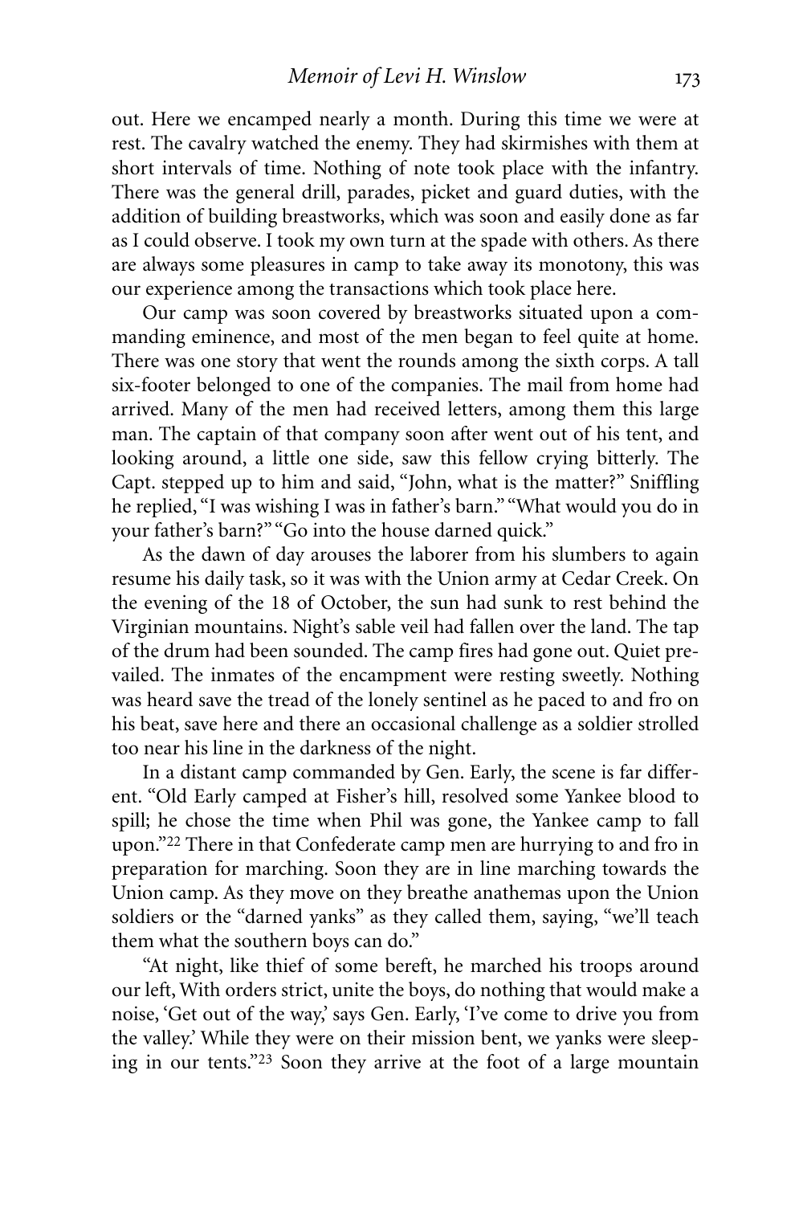out. Here we encamped nearly a month. During this time we were at rest. The cavalry watched the enemy. They had skirmishes with them at short intervals of time. Nothing of note took place with the infantry. There was the general drill, parades, picket and guard duties, with the addition of building breastworks, which was soon and easily done as far as I could observe. I took my own turn at the spade with others. As there are always some pleasures in camp to take away its monotony, this was our experience among the transactions which took place here.

Our camp was soon covered by breastworks situated upon a commanding eminence, and most of the men began to feel quite at home. There was one story that went the rounds among the sixth corps. A tall six-footer belonged to one of the companies. The mail from home had arrived. Many of the men had received letters, among them this large man. The captain of that company soon after went out of his tent, and looking around, a little one side, saw this fellow crying bitterly. The Capt. stepped up to him and said, "John, what is the matter?" Sniffling he replied, "I was wishing I was in father's barn." "What would you do in your father's barn?" "Go into the house darned quick."

As the dawn of day arouses the laborer from his slumbers to again resume his daily task, so it was with the Union army at Cedar Creek. On the evening of the 18 of October, the sun had sunk to rest behind the Virginian mountains. Night's sable veil had fallen over the land. The tap of the drum had been sounded. The camp fires had gone out. Quiet prevailed. The inmates of the encampment were resting sweetly. Nothing was heard save the tread of the lonely sentinel as he paced to and fro on his beat, save here and there an occasional challenge as a soldier strolled too near his line in the darkness of the night.

In a distant camp commanded by Gen. Early, the scene is far different. "Old Early camped at Fisher's hill, resolved some Yankee blood to spill; he chose the time when Phil was gone, the Yankee camp to fall upon."[22] There in that Confederate camp men are hurrying to and fro in preparation for marching. Soon they are in line marching towards the Union camp. As they move on they breathe anathemas upon the Union soldiers or the "darned yanks" as they called them, saying, "we'll teach them what the southern boys can do."

"At night, like thief of some bereft, he marched his troops around our left, With orders strict, unite the boys, do nothing that would make a noise, 'Get out of the way,' says Gen. Early, 'I've come to drive you from the valley.' While they were on their mission bent, we yanks were sleeping in our tents."[23] Soon they arrive at the foot of a large mountain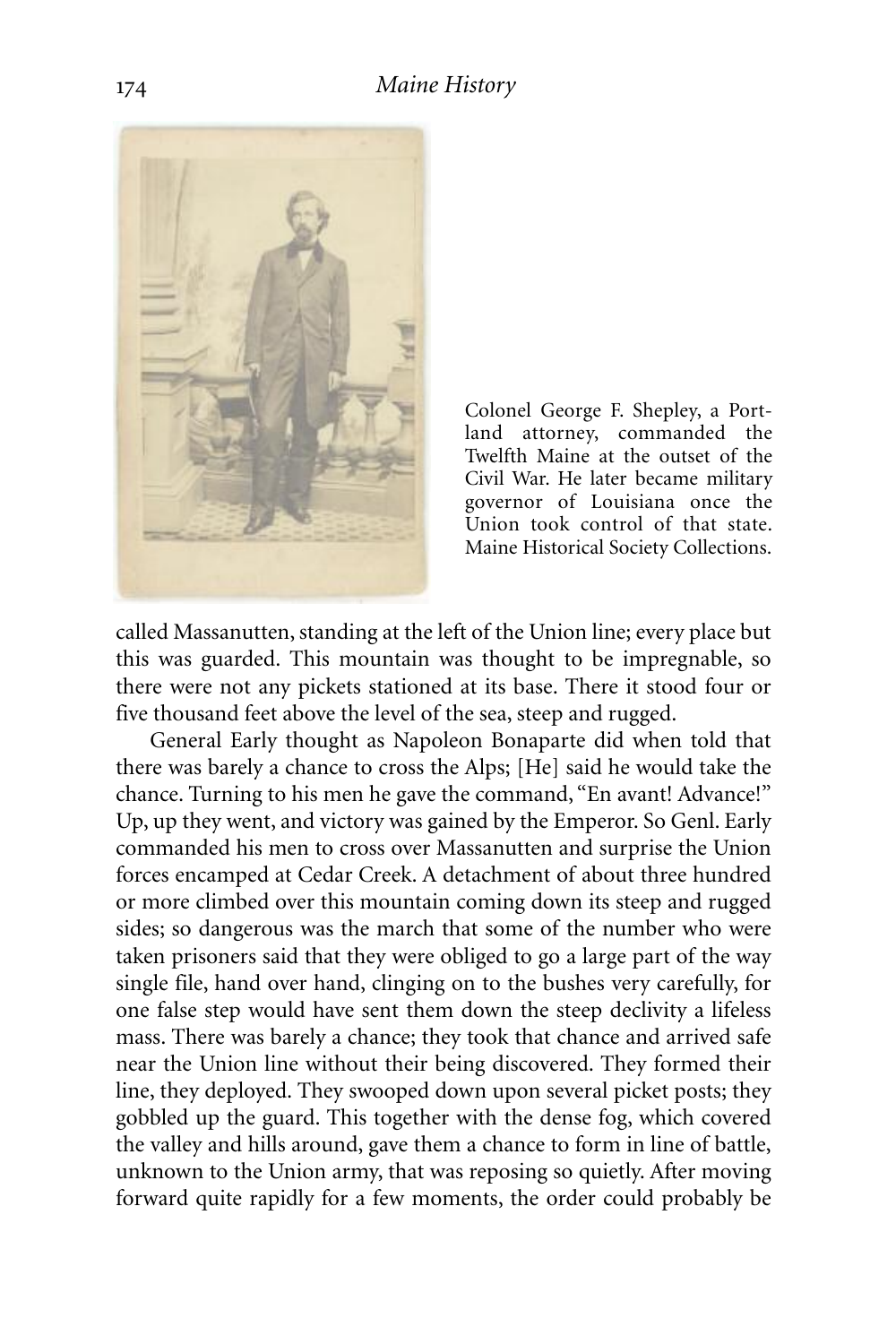Colonel George F. Shepley, a Portland attorney, commanded the Twelfth Maine at the outset of the Civil War. He later became military governor of Louisiana once the Union took control of that state. Maine Historical Society Collections.

called Massanutten, standing at the left of the Union line; every place but this was guarded. This mountain was thought to be impregnable, so there were not any pickets stationed at its base. There it stood four or five thousand feet above the level of the sea, steep and rugged.

General Early thought as Napoleon Bonaparte did when told that there was barely a chance to cross the Alps; [He] said he would take the chance. Turning to his men he gave the command, "En avant! Advance!" Up, up they went, and victory was gained by the Emperor. So Genl. Early commanded his men to cross over Massanutten and surprise the Union forces encamped at Cedar Creek. A detachment of about three hundred or more climbed over this mountain coming down its steep and rugged sides; so dangerous was the march that some of the number who were taken prisoners said that they were obliged to go a large part of the way single file, hand over hand, clinging on to the bushes very carefully, for one false step would have sent them down the steep declivity a lifeless mass. There was barely a chance; they took that chance and arrived safe near the Union line without their being discovered. They formed their line, they deployed. They swooped down upon several picket posts; they gobbled up the guard. This together with the dense fog, which covered the valley and hills around, gave them a chance to form in line of battle, unknown to the Union army, that was reposing so quietly. After moving forward quite rapidly for a few moments, the order could probably be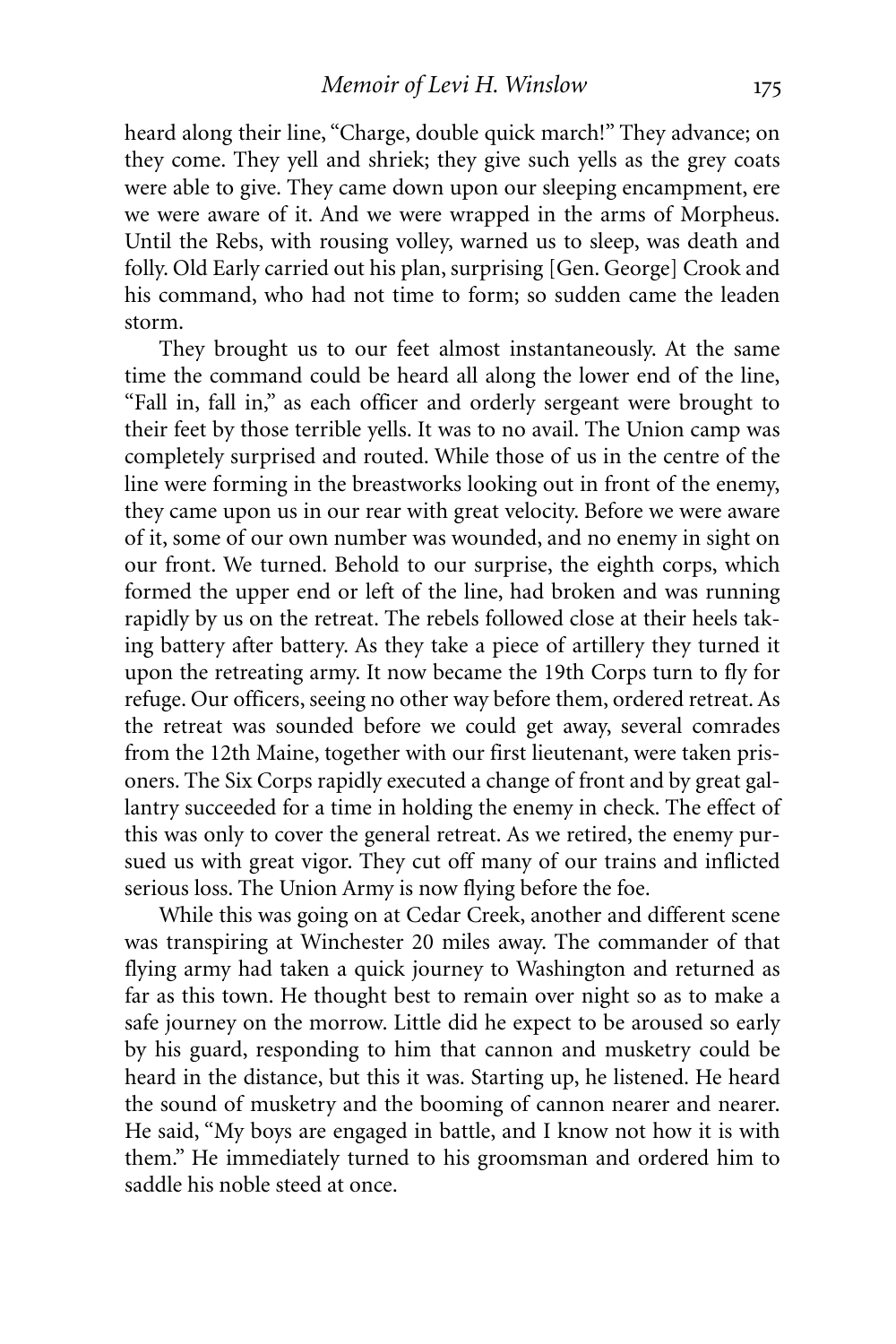heard along their line, "Charge, double quick march!" They advance; on they come. They yell and shriek; they give such yells as the grey coats were able to give. They came down upon our sleeping encampment, ere we were aware of it. And we were wrapped in the arms of Morpheus. Until the Rebs, with rousing volley, warned us to sleep, was death and folly. Old Early carried out his plan, surprising [Gen. George] Crook and his command, who had not time to form; so sudden came the leaden storm.

They brought us to our feet almost instantaneously. At the same time the command could be heard all along the lower end of the line, "Fall in, fall in," as each officer and orderly sergeant were brought to their feet by those terrible yells. It was to no avail. The Union camp was completely surprised and routed. While those of us in the centre of the line were forming in the breastworks looking out in front of the enemy, they came upon us in our rear with great velocity. Before we were aware of it, some of our own number was wounded, and no enemy in sight on our front. We turned. Behold to our surprise, the eighth corps, which formed the upper end or left of the line, had broken and was running rapidly by us on the retreat. The rebels followed close at their heels taking battery after battery. As they take a piece of artillery they turned it upon the retreating army. It now became the 19th Corps turn to fly for refuge. Our officers, seeing no other way before them, ordered retreat. As the retreat was sounded before we could get away, several comrades from the 12th Maine, together with our first lieutenant, were taken prisoners. The Six Corps rapidly executed a change of front and by great gallantry succeeded for a time in holding the enemy in check. The effect of this was only to cover the general retreat. As we retired, the enemy pursued us with great vigor. They cut off many of our trains and inflicted serious loss. The Union Army is now flying before the foe.

While this was going on at Cedar Creek, another and different scene was transpiring at Winchester 20 miles away. The commander of that flying army had taken a quick journey to Washington and returned as far as this town. He thought best to remain over night so as to make a safe journey on the morrow. Little did he expect to be aroused so early by his guard, responding to him that cannon and musketry could be heard in the distance, but this it was. Starting up, he listened. He heard the sound of musketry and the booming of cannon nearer and nearer. He said, "My boys are engaged in battle, and I know not how it is with them." He immediately turned to his groomsman and ordered him to saddle his noble steed at once.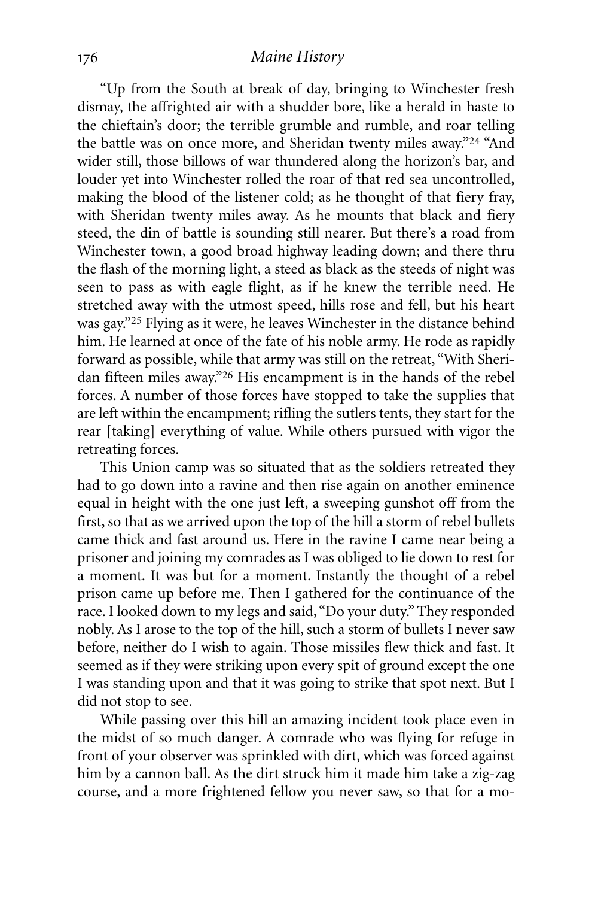"Up from the South at break of day, bringing to Winchester fresh dismay, the affrighted air with a shudder bore, like a herald in haste to the chieftain's door; the terrible grumble and rumble, and roar telling the battle was on once more, and Sheridan twenty miles away."[24] "And wider still, those billows of war thundered along the horizon's bar, and louder yet into Winchester rolled the roar of that red sea uncontrolled, making the blood of the listener cold; as he thought of that fiery fray, with Sheridan twenty miles away. As he mounts that black and fiery steed, the din of battle is sounding still nearer. But there's a road from Winchester town, a good broad highway leading down; and there thru the flash of the morning light, a steed as black as the steeds of night was seen to pass as with eagle flight, as if he knew the terrible need. He stretched away with the utmost speed, hills rose and fell, but his heart was gay."[25] Flying as it were, he leaves Winchester in the distance behind him. He learned at once of the fate of his noble army. He rode as rapidly forward as possible, while that army was still on the retreat, "With Sheridan fifteen miles away."[26] His encampment is in the hands of the rebel forces. A number of those forces have stopped to take the supplies that are left within the encampment; rifling the sutlers tents, they start for the rear [taking] everything of value. While others pursued with vigor the retreating forces.

This Union camp was so situated that as the soldiers retreated they had to go down into a ravine and then rise again on another eminence equal in height with the one just left, a sweeping gunshot off from the first, so that as we arrived upon the top of the hill a storm of rebel bullets came thick and fast around us. Here in the ravine I came near being a prisoner and joining my comrades as I was obliged to lie down to rest for a moment. It was but for a moment. Instantly the thought of a rebel prison came up before me. Then I gathered for the continuance of the race. I looked down to my legs and said, "Do your duty." They responded nobly. As I arose to the top of the hill, such a storm of bullets I never saw before, neither do I wish to again. Those missiles flew thick and fast. It seemed as if they were striking upon every spit of ground except the one I was standing upon and that it was going to strike that spot next. But I did not stop to see.

While passing over this hill an amazing incident took place even in the midst of so much danger. A comrade who was flying for refuge in front of your observer was sprinkled with dirt, which was forced against him by a cannon ball. As the dirt struck him it made him take a zig-zag course, and a more frightened fellow you never saw, so that for a mo-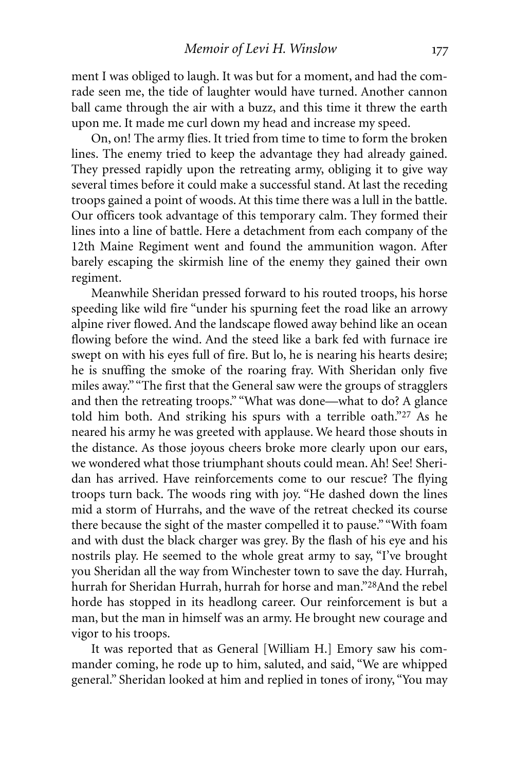ment I was obliged to laugh. It was but for a moment, and had the comrade seen me, the tide of laughter would have turned. Another cannon ball came through the air with a buzz, and this time it threw the earth upon me. It made me curl down my head and increase my speed.

On, on! The army flies. It tried from time to time to form the broken lines. The enemy tried to keep the advantage they had already gained. They pressed rapidly upon the retreating army, obliging it to give way several times before it could make a successful stand. At last the receding troops gained a point of woods. At this time there was a lull in the battle. Our officers took advantage of this temporary calm. They formed their lines into a line of battle. Here a detachment from each company of the 12th Maine Regiment went and found the ammunition wagon. After barely escaping the skirmish line of the enemy they gained their own regiment.

Meanwhile Sheridan pressed forward to his routed troops, his horse speeding like wild fire "under his spurning feet the road like an arrowy alpine river flowed. And the landscape flowed away behind like an ocean flowing before the wind. And the steed like a bark fed with furnace ire swept on with his eyes full of fire. But lo, he is nearing his hearts desire; he is snuffing the smoke of the roaring fray. With Sheridan only five miles away." "The first that the General saw were the groups of stragglers and then the retreating troops." "What was done—what to do? A glance told him both. And striking his spurs with a terrible oath."[27] As he neared his army he was greeted with applause. We heard those shouts in the distance. As those joyous cheers broke more clearly upon our ears, we wondered what those triumphant shouts could mean. Ah! See! Sheridan has arrived. Have reinforcements come to our rescue? The flying troops turn back. The woods ring with joy. "He dashed down the lines mid a storm of Hurrahs, and the wave of the retreat checked its course there because the sight of the master compelled it to pause." "With foam and with dust the black charger was grey. By the flash of his eye and his nostrils play. He seemed to the whole great army to say, "I've brought you Sheridan all the way from Winchester town to save the day. Hurrah, hurrah for Sheridan Hurrah, hurrah for horse and man."[28]And the rebel horde has stopped in its headlong career. Our reinforcement is but a man, but the man in himself was an army. He brought new courage and vigor to his troops.

It was reported that as General [William H.] Emory saw his commander coming, he rode up to him, saluted, and said, "We are whipped general." Sheridan looked at him and replied in tones of irony, "You may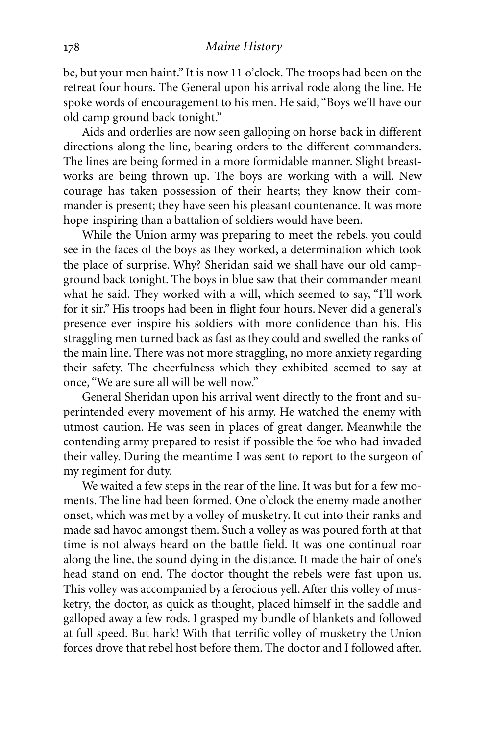be, but your men haint." It is now 11 o'clock. The troops had been on the retreat four hours. The General upon his arrival rode along the line. He spoke words of encouragement to his men. He said, "Boys we'll have our old camp ground back tonight."

Aids and orderlies are now seen galloping on horse back in different directions along the line, bearing orders to the different commanders. The lines are being formed in a more formidable manner. Slight breastworks are being thrown up. The boys are working with a will. New courage has taken possession of their hearts; they know their commander is present; they have seen his pleasant countenance. It was more hope-inspiring than a battalion of soldiers would have been.

While the Union army was preparing to meet the rebels, you could see in the faces of the boys as they worked, a determination which took the place of surprise. Why? Sheridan said we shall have our old campground back tonight. The boys in blue saw that their commander meant what he said. They worked with a will, which seemed to say, "I'll work for it sir." His troops had been in flight four hours. Never did a general's presence ever inspire his soldiers with more confidence than his. His straggling men turned back as fast as they could and swelled the ranks of the main line. There was not more straggling, no more anxiety regarding their safety. The cheerfulness which they exhibited seemed to say at once, "We are sure all will be well now."

General Sheridan upon his arrival went directly to the front and superintended every movement of his army. He watched the enemy with utmost caution. He was seen in places of great danger. Meanwhile the contending army prepared to resist if possible the foe who had invaded their valley. During the meantime I was sent to report to the surgeon of my regiment for duty.

We waited a few steps in the rear of the line. It was but for a few moments. The line had been formed. One o'clock the enemy made another onset, which was met by a volley of musketry. It cut into their ranks and made sad havoc amongst them. Such a volley as was poured forth at that time is not always heard on the battle field. It was one continual roar along the line, the sound dying in the distance. It made the hair of one's head stand on end. The doctor thought the rebels were fast upon us. This volley was accompanied by a ferocious yell. After this volley of musketry, the doctor, as quick as thought, placed himself in the saddle and galloped away a few rods. I grasped my bundle of blankets and followed at full speed. But hark! With that terrific volley of musketry the Union forces drove that rebel host before them. The doctor and I followed after.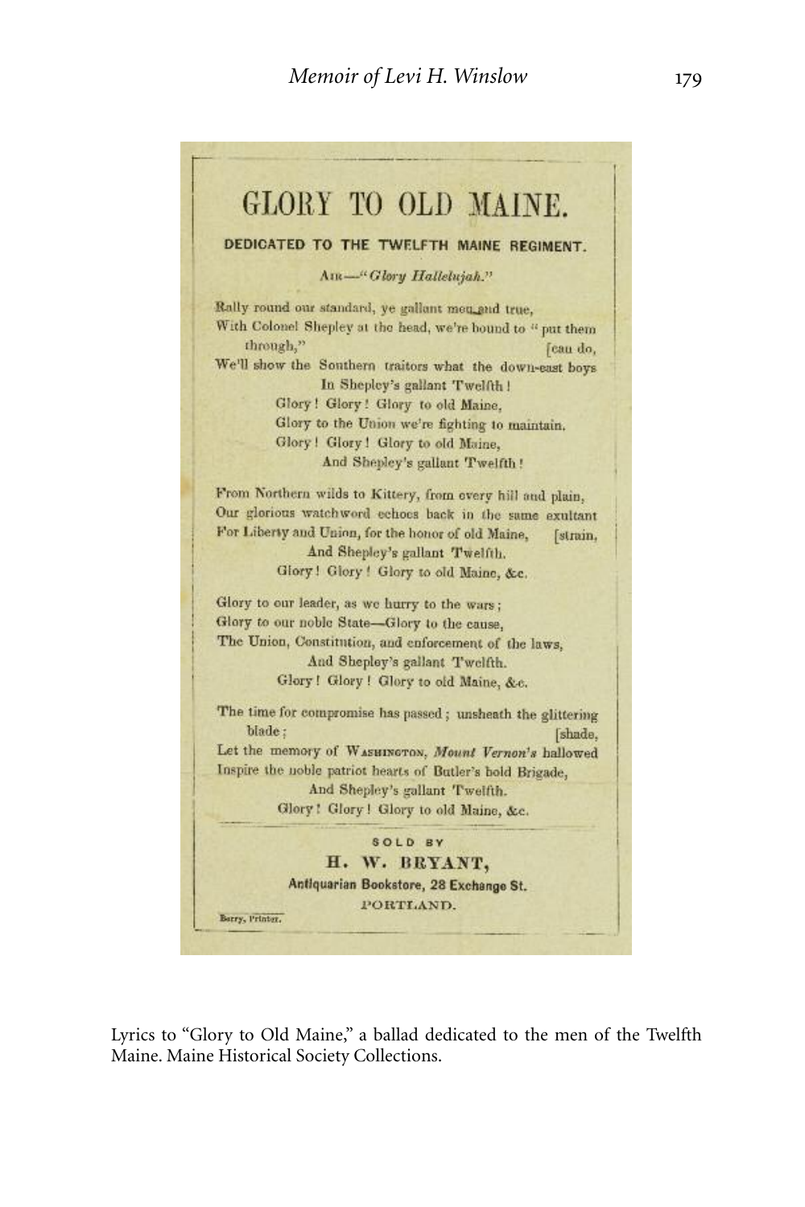# GLORY TO OLD MAINE.

**DEDICATED TO THE TWELFTH MAINE REGIMENT.**

AIR—"*Glory Hallelujah.*"

Rally round our standard, ye gallant men and true,
With Colonel Shepley at the head, we're bound to "put them through,"
We'll show the Southern traitors what the down-east boys can do,
In Shepley's gallant Twelfth!
Glory! Glory! Glory to old Maine,
Glory to the Union we're fighting to maintain,
Glory! Glory! Glory to old Maine,
And Shepley's gallant Twelfth!

From Northern wilds to Kittery, from every hill and plain,
Our glorious watchword echoes back in the same exultant strain,
For Liberty and Union, for the honor of old Maine,
And Shepley's gallant Twelfth.
Glory! Glory! Glory to old Maine, &c.

Glory to our leader, as we hurry to the wars;
Glory to our noble State—Glory to the cause,
The Union, Constitution, and enforcement of the laws,
And Shepley's gallant Twelfth.
Glory! Glory! Glory to old Maine, &c.

The time for compromise has passed; unsheath the glittering blade;
Let the memory of WASHINGTON, *Mount Vernon's* hallowed shade,
Inspire the noble patriot hearts of Butler's bold Brigade,
And Shepley's gallant Twelfth.
Glory! Glory! Glory to old Maine, &c.

SOLD BY
**H. W. BRYANT,**
**Antiquarian Bookstore, 28 Exchange St.**
PORTLAND.

Berry, Printer.

Lyrics to "Glory to Old Maine," a ballad dedicated to the men of the Twelfth Maine. Maine Historical Society Collections.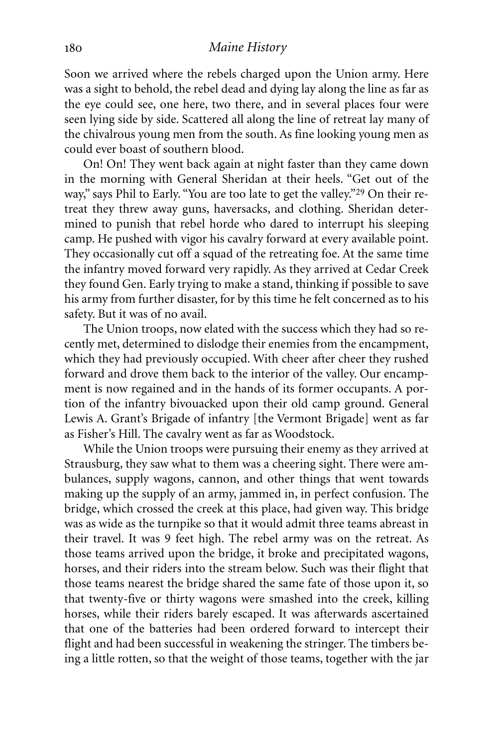Soon we arrived where the rebels charged upon the Union army. Here was a sight to behold, the rebel dead and dying lay along the line as far as the eye could see, one here, two there, and in several places four were seen lying side by side. Scattered all along the line of retreat lay many of the chivalrous young men from the south. As fine looking young men as could ever boast of southern blood.

On! On! They went back again at night faster than they came down in the morning with General Sheridan at their heels. "Get out of the way," says Phil to Early. "You are too late to get the valley."[29] On their retreat they threw away guns, haversacks, and clothing. Sheridan determined to punish that rebel horde who dared to interrupt his sleeping camp. He pushed with vigor his cavalry forward at every available point. They occasionally cut off a squad of the retreating foe. At the same time the infantry moved forward very rapidly. As they arrived at Cedar Creek they found Gen. Early trying to make a stand, thinking if possible to save his army from further disaster, for by this time he felt concerned as to his safety. But it was of no avail.

The Union troops, now elated with the success which they had so recently met, determined to dislodge their enemies from the encampment, which they had previously occupied. With cheer after cheer they rushed forward and drove them back to the interior of the valley. Our encampment is now regained and in the hands of its former occupants. A portion of the infantry bivouacked upon their old camp ground. General Lewis A. Grant's Brigade of infantry [the Vermont Brigade] went as far as Fisher's Hill. The cavalry went as far as Woodstock.

While the Union troops were pursuing their enemy as they arrived at Strausburg, they saw what to them was a cheering sight. There were ambulances, supply wagons, cannon, and other things that went towards making up the supply of an army, jammed in, in perfect confusion. The bridge, which crossed the creek at this place, had given way. This bridge was as wide as the turnpike so that it would admit three teams abreast in their travel. It was 9 feet high. The rebel army was on the retreat. As those teams arrived upon the bridge, it broke and precipitated wagons, horses, and their riders into the stream below. Such was their flight that those teams nearest the bridge shared the same fate of those upon it, so that twenty-five or thirty wagons were smashed into the creek, killing horses, while their riders barely escaped. It was afterwards ascertained that one of the batteries had been ordered forward to intercept their flight and had been successful in weakening the stringer. The timbers being a little rotten, so that the weight of those teams, together with the jar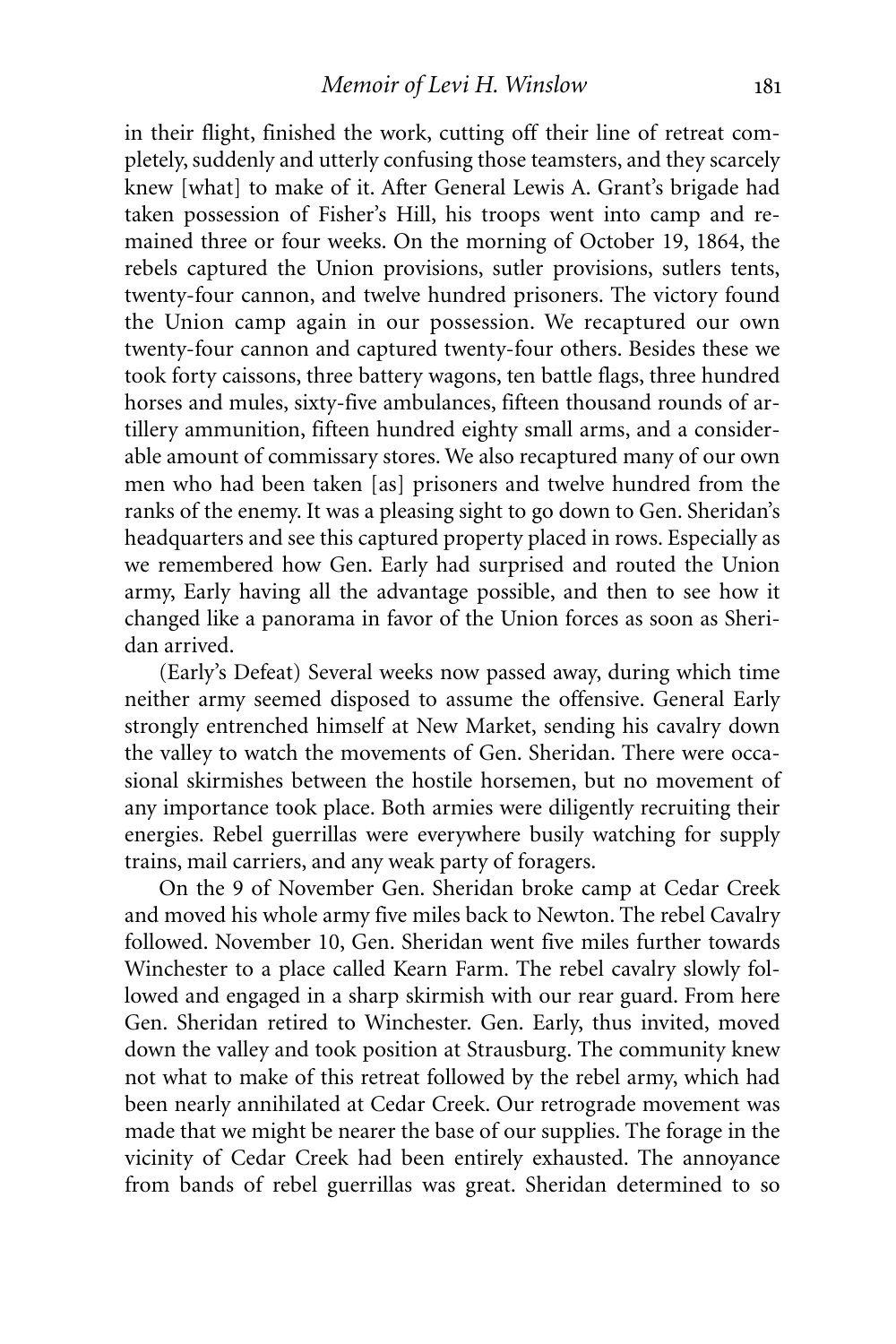in their flight, finished the work, cutting off their line of retreat completely, suddenly and utterly confusing those teamsters, and they scarcely knew [what] to make of it. After General Lewis A. Grant's brigade had taken possession of Fisher's Hill, his troops went into camp and remained three or four weeks. On the morning of October 19, 1864, the rebels captured the Union provisions, sutler provisions, sutlers tents, twenty-four cannon, and twelve hundred prisoners. The victory found the Union camp again in our possession. We recaptured our own twenty-four cannon and captured twenty-four others. Besides these we took forty caissons, three battery wagons, ten battle flags, three hundred horses and mules, sixty-five ambulances, fifteen thousand rounds of artillery ammunition, fifteen hundred eighty small arms, and a considerable amount of commissary stores. We also recaptured many of our own men who had been taken [as] prisoners and twelve hundred from the ranks of the enemy. It was a pleasing sight to go down to Gen. Sheridan's headquarters and see this captured property placed in rows. Especially as we remembered how Gen. Early had surprised and routed the Union army, Early having all the advantage possible, and then to see how it changed like a panorama in favor of the Union forces as soon as Sheridan arrived.

(Early's Defeat) Several weeks now passed away, during which time neither army seemed disposed to assume the offensive. General Early strongly entrenched himself at New Market, sending his cavalry down the valley to watch the movements of Gen. Sheridan. There were occasional skirmishes between the hostile horsemen, but no movement of any importance took place. Both armies were diligently recruiting their energies. Rebel guerrillas were everywhere busily watching for supply trains, mail carriers, and any weak party of foragers.

On the 9 of November Gen. Sheridan broke camp at Cedar Creek and moved his whole army five miles back to Newton. The rebel Cavalry followed. November 10, Gen. Sheridan went five miles further towards Winchester to a place called Kearn Farm. The rebel cavalry slowly followed and engaged in a sharp skirmish with our rear guard. From here Gen. Sheridan retired to Winchester. Gen. Early, thus invited, moved down the valley and took position at Strausburg. The community knew not what to make of this retreat followed by the rebel army, which had been nearly annihilated at Cedar Creek. Our retrograde movement was made that we might be nearer the base of our supplies. The forage in the vicinity of Cedar Creek had been entirely exhausted. The annoyance from bands of rebel guerrillas was great. Sheridan determined to so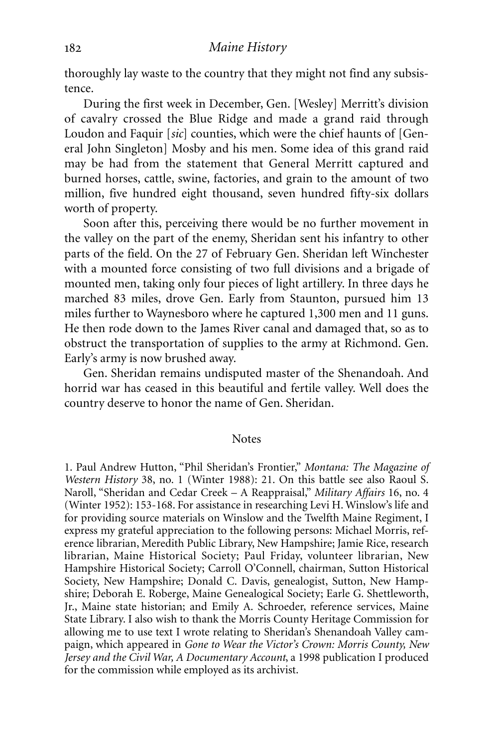thoroughly lay waste to the country that they might not find any subsistence.

During the first week in December, Gen. [Wesley] Merritt's division of cavalry crossed the Blue Ridge and made a grand raid through Loudon and Faquir [*sic*] counties, which were the chief haunts of [General John Singleton] Mosby and his men. Some idea of this grand raid may be had from the statement that General Merritt captured and burned horses, cattle, swine, factories, and grain to the amount of two million, five hundred eight thousand, seven hundred fifty-six dollars worth of property.

Soon after this, perceiving there would be no further movement in the valley on the part of the enemy, Sheridan sent his infantry to other parts of the field. On the 27 of February Gen. Sheridan left Winchester with a mounted force consisting of two full divisions and a brigade of mounted men, taking only four pieces of light artillery. In three days he marched 83 miles, drove Gen. Early from Staunton, pursued him 13 miles further to Waynesboro where he captured 1,300 men and 11 guns. He then rode down to the James River canal and damaged that, so as to obstruct the transportation of supplies to the army at Richmond. Gen. Early's army is now brushed away.

Gen. Sheridan remains undisputed master of the Shenandoah. And horrid war has ceased in this beautiful and fertile valley. Well does the country deserve to honor the name of Gen. Sheridan.

## Notes

1. Paul Andrew Hutton, "Phil Sheridan's Frontier," *Montana: The Magazine of Western History* 38, no. 1 (Winter 1988): 21. On this battle see also Raoul S. Naroll, "Sheridan and Cedar Creek – A Reappraisal," *Military Affairs* 16, no. 4 (Winter 1952): 153-168. For assistance in researching Levi H. Winslow's life and for providing source materials on Winslow and the Twelfth Maine Regiment, I express my grateful appreciation to the following persons: Michael Morris, reference librarian, Meredith Public Library, New Hampshire; Jamie Rice, research librarian, Maine Historical Society; Paul Friday, volunteer librarian, New Hampshire Historical Society; Carroll O'Connell, chairman, Sutton Historical Society, New Hampshire; Donald C. Davis, genealogist, Sutton, New Hampshire; Deborah E. Roberge, Maine Genealogical Society; Earle G. Shettleworth, Jr., Maine state historian; and Emily A. Schroeder, reference services, Maine State Library. I also wish to thank the Morris County Heritage Commission for allowing me to use text I wrote relating to Sheridan's Shenandoah Valley campaign, which appeared in *Gone to Wear the Victor's Crown: Morris County, New Jersey and the Civil War, A Documentary Account*, a 1998 publication I produced for the commission while employed as its archivist.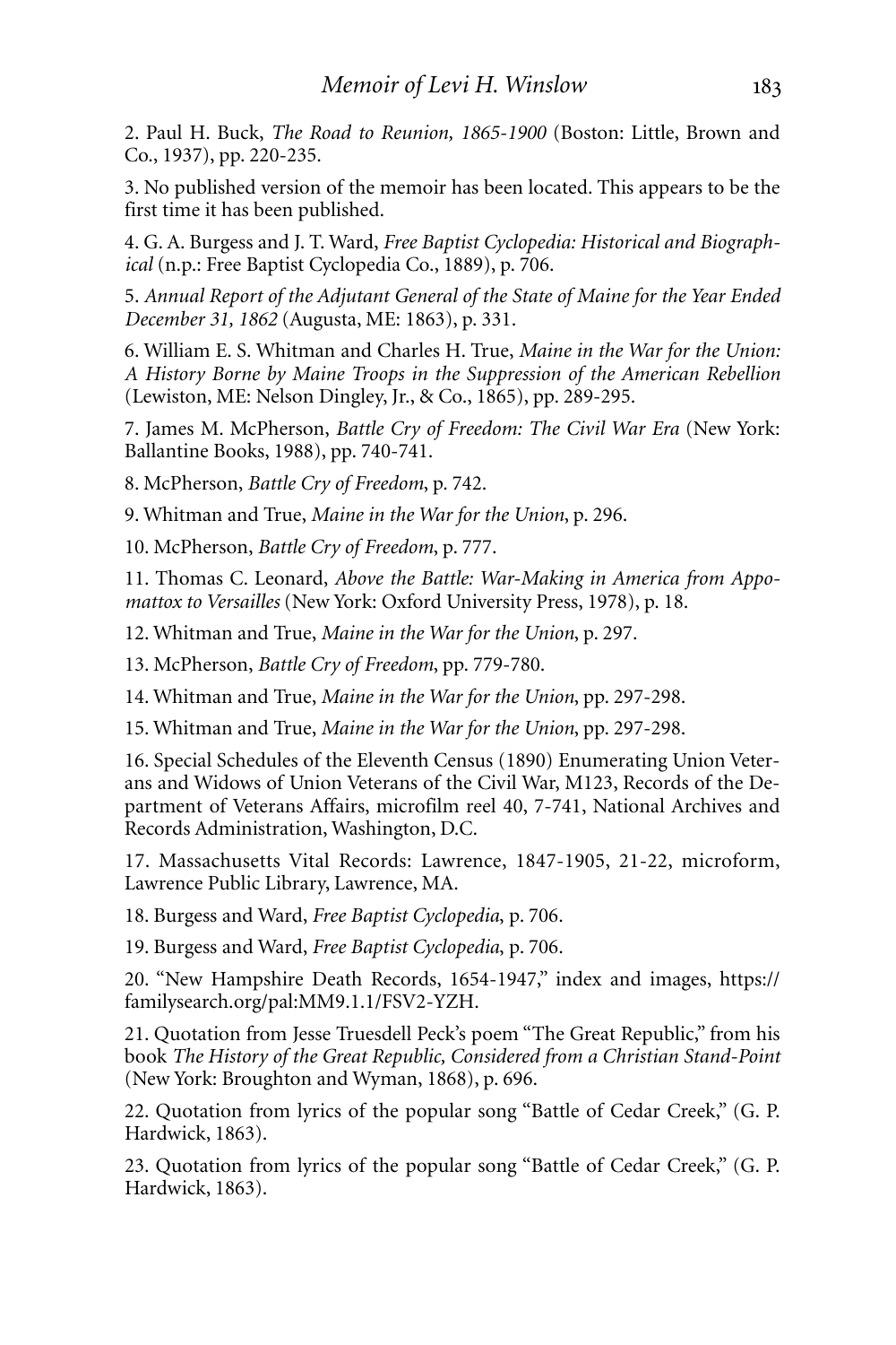2. Paul H. Buck, *The Road to Reunion, 1865-1900* (Boston: Little, Brown and Co., 1937), pp. 220-235.

3. No published version of the memoir has been located. This appears to be the first time it has been published.

4. G. A. Burgess and J. T. Ward, *Free Baptist Cyclopedia: Historical and Biographical* (n.p.: Free Baptist Cyclopedia Co., 1889), p. 706.

5. *Annual Report of the Adjutant General of the State of Maine for the Year Ended December 31, 1862* (Augusta, ME: 1863), p. 331.

6. William E. S. Whitman and Charles H. True, *Maine in the War for the Union: A History Borne by Maine Troops in the Suppression of the American Rebellion* (Lewiston, ME: Nelson Dingley, Jr., & Co., 1865), pp. 289-295.

7. James M. McPherson, *Battle Cry of Freedom: The Civil War Era* (New York: Ballantine Books, 1988), pp. 740-741.

8. McPherson, *Battle Cry of Freedom*, p. 742.

9. Whitman and True, *Maine in the War for the Union*, p. 296.

10. McPherson, *Battle Cry of Freedom*, p. 777.

11. Thomas C. Leonard, *Above the Battle: War-Making in America from Appomattox to Versailles* (New York: Oxford University Press, 1978), p. 18.

12. Whitman and True, *Maine in the War for the Union*, p. 297.

13. McPherson, *Battle Cry of Freedom*, pp. 779-780.

14. Whitman and True, *Maine in the War for the Union*, pp. 297-298.

15. Whitman and True, *Maine in the War for the Union*, pp. 297-298.

16. Special Schedules of the Eleventh Census (1890) Enumerating Union Veterans and Widows of Union Veterans of the Civil War, M123, Records of the Department of Veterans Affairs, microfilm reel 40, 7-741, National Archives and Records Administration, Washington, D.C.

17. Massachusetts Vital Records: Lawrence, 1847-1905, 21-22, microform, Lawrence Public Library, Lawrence, MA.

18. Burgess and Ward, *Free Baptist Cyclopedia*, p. 706.

19. Burgess and Ward, *Free Baptist Cyclopedia*, p. 706.

20. "New Hampshire Death Records, 1654-1947," index and images, https://familysearch.org/pal:MM9.1.1/FSV2-YZH.

21. Quotation from Jesse Truesdell Peck's poem "The Great Republic," from his book *The History of the Great Republic, Considered from a Christian Stand-Point* (New York: Broughton and Wyman, 1868), p. 696.

22. Quotation from lyrics of the popular song "Battle of Cedar Creek," (G. P. Hardwick, 1863).

23. Quotation from lyrics of the popular song "Battle of Cedar Creek," (G. P. Hardwick, 1863).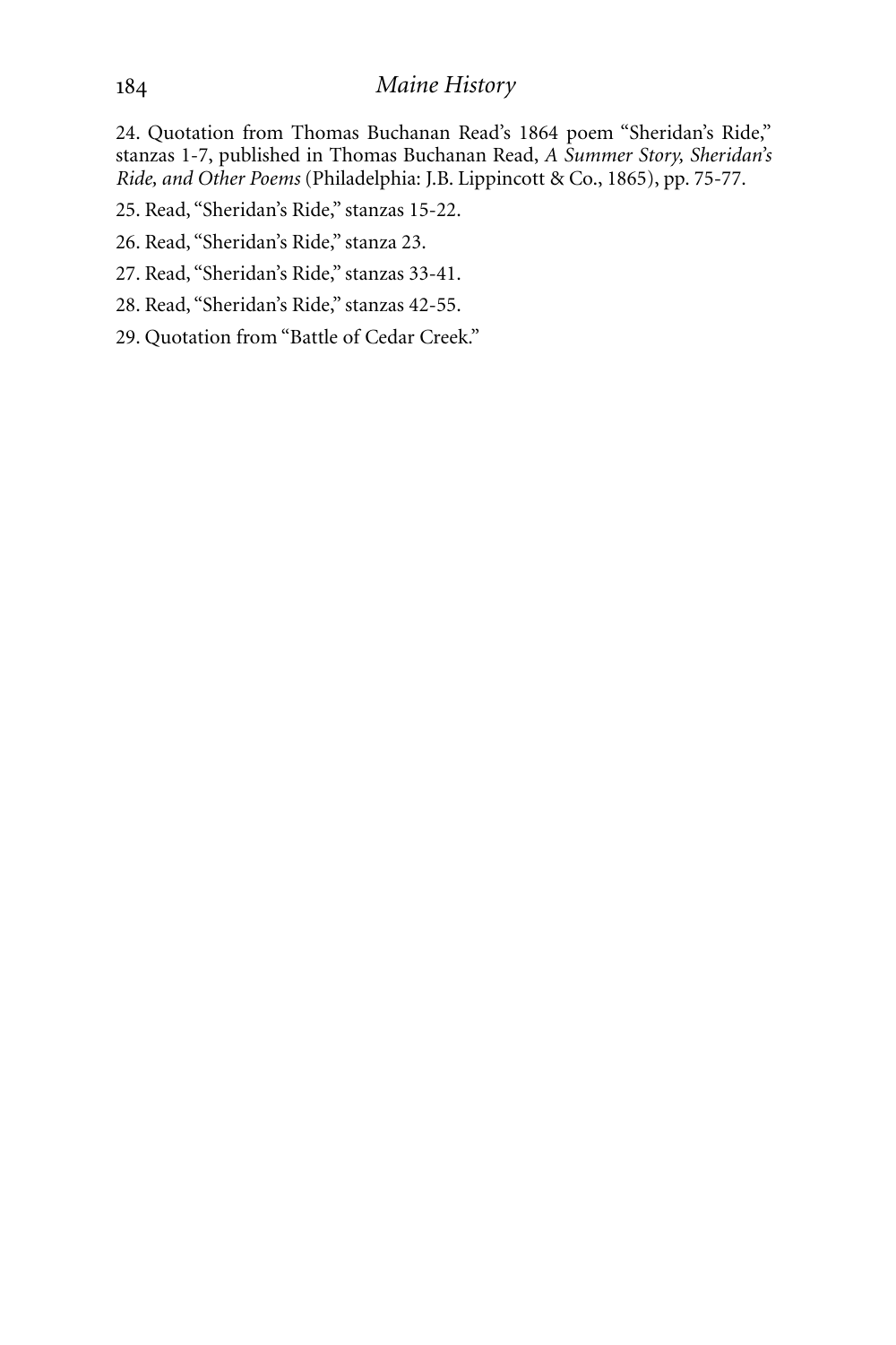24. Quotation from Thomas Buchanan Read's 1864 poem "Sheridan's Ride," stanzas 1-7, published in Thomas Buchanan Read, *A Summer Story, Sheridan's Ride, and Other Poems* (Philadelphia: J.B. Lippincott & Co., 1865), pp. 75-77.

25. Read, "Sheridan's Ride," stanzas 15-22.

26. Read, "Sheridan's Ride," stanza 23.

27. Read, "Sheridan's Ride," stanzas 33-41.

28. Read, "Sheridan's Ride," stanzas 42-55.

29. Quotation from "Battle of Cedar Creek."